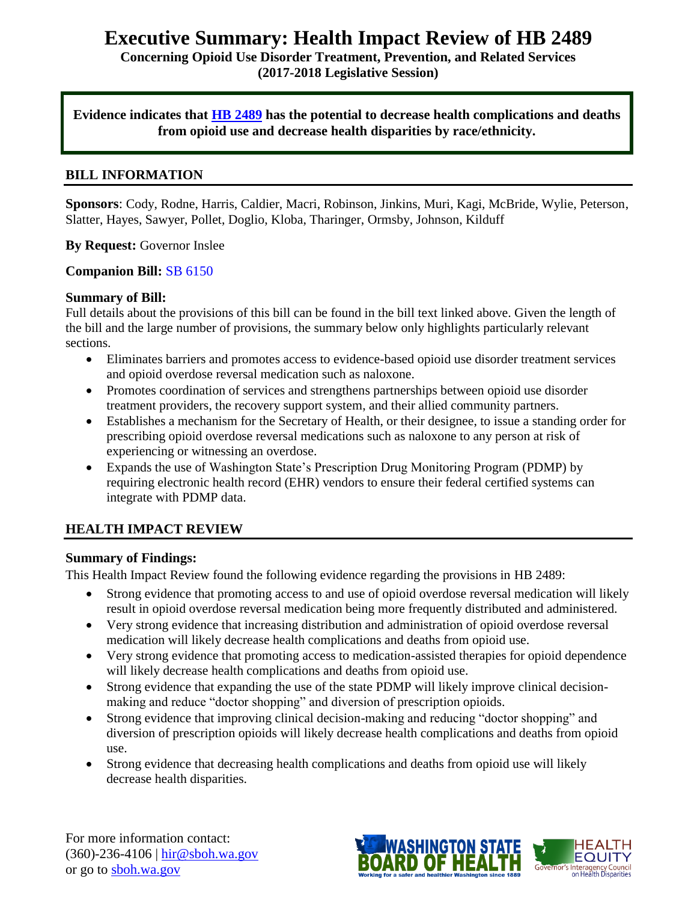# Executive Summary: Health Impact Review of HB 2489

**Concerning Opioid Use Disorder Treatment, Prevention, and Related Services**
**(2017-2018 Legislative Session)**

**Evidence indicates that [HB 2489](#) has the potential to decrease health complications and deaths from opioid use and decrease health disparities by race/ethnicity.**

## BILL INFORMATION

**Sponsors**: Cody, Rodne, Harris, Caldier, Macri, Robinson, Jinkins, Muri, Kagi, McBride, Wylie, Peterson, Slatter, Hayes, Sawyer, Pollet, Doglio, Kloba, Tharinger, Ormsby, Johnson, Kilduff

**By Request:** Governor Inslee

**Companion Bill:** SB 6150

**Summary of Bill:**
Full details about the provisions of this bill can be found in the bill text linked above. Given the length of the bill and the large number of provisions, the summary below only highlights particularly relevant sections.

- Eliminates barriers and promotes access to evidence-based opioid use disorder treatment services and opioid overdose reversal medication such as naloxone.
- Promotes coordination of services and strengthens partnerships between opioid use disorder treatment providers, the recovery support system, and their allied community partners.
- Establishes a mechanism for the Secretary of Health, or their designee, to issue a standing order for prescribing opioid overdose reversal medications such as naloxone to any person at risk of experiencing or witnessing an overdose.
- Expands the use of Washington State's Prescription Drug Monitoring Program (PDMP) by requiring electronic health record (EHR) vendors to ensure their federal certified systems can integrate with PDMP data.

## HEALTH IMPACT REVIEW

**Summary of Findings:**
This Health Impact Review found the following evidence regarding the provisions in HB 2489:

- Strong evidence that promoting access to and use of opioid overdose reversal medication will likely result in opioid overdose reversal medication being more frequently distributed and administered.
- Very strong evidence that increasing distribution and administration of opioid overdose reversal medication will likely decrease health complications and deaths from opioid use.
- Very strong evidence that promoting access to medication-assisted therapies for opioid dependence will likely decrease health complications and deaths from opioid use.
- Strong evidence that expanding the use of the state PDMP will likely improve clinical decision-making and reduce "doctor shopping" and diversion of prescription opioids.
- Strong evidence that improving clinical decision-making and reducing "doctor shopping" and diversion of prescription opioids will likely decrease health complications and deaths from opioid use.
- Strong evidence that decreasing health complications and deaths from opioid use will likely decrease health disparities.

For more information contact:
(360)-236-4106 | hir@sboh.wa.gov
or go to sboh.wa.gov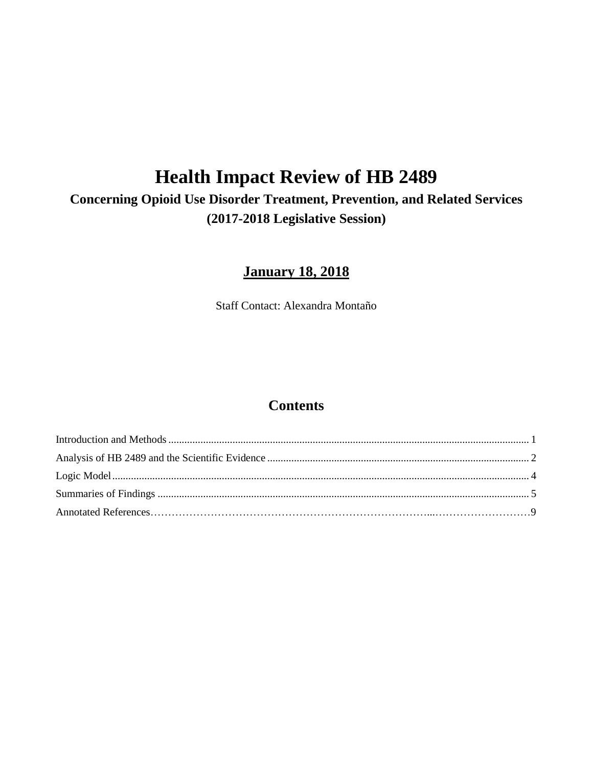# Health Impact Review of HB 2489

## Concerning Opioid Use Disorder Treatment, Prevention, and Related Services (2017-2018 Legislative Session)

**January 18, 2018**

Staff Contact: Alexandra Montaño

## Contents

Introduction and Methods ........................................................................ 1

Analysis of HB 2489 and the Scientific Evidence ........................................................................ 2

Logic Model ........................................................................ 4

Summaries of Findings ........................................................................ 5

Annotated References........................................................................ 9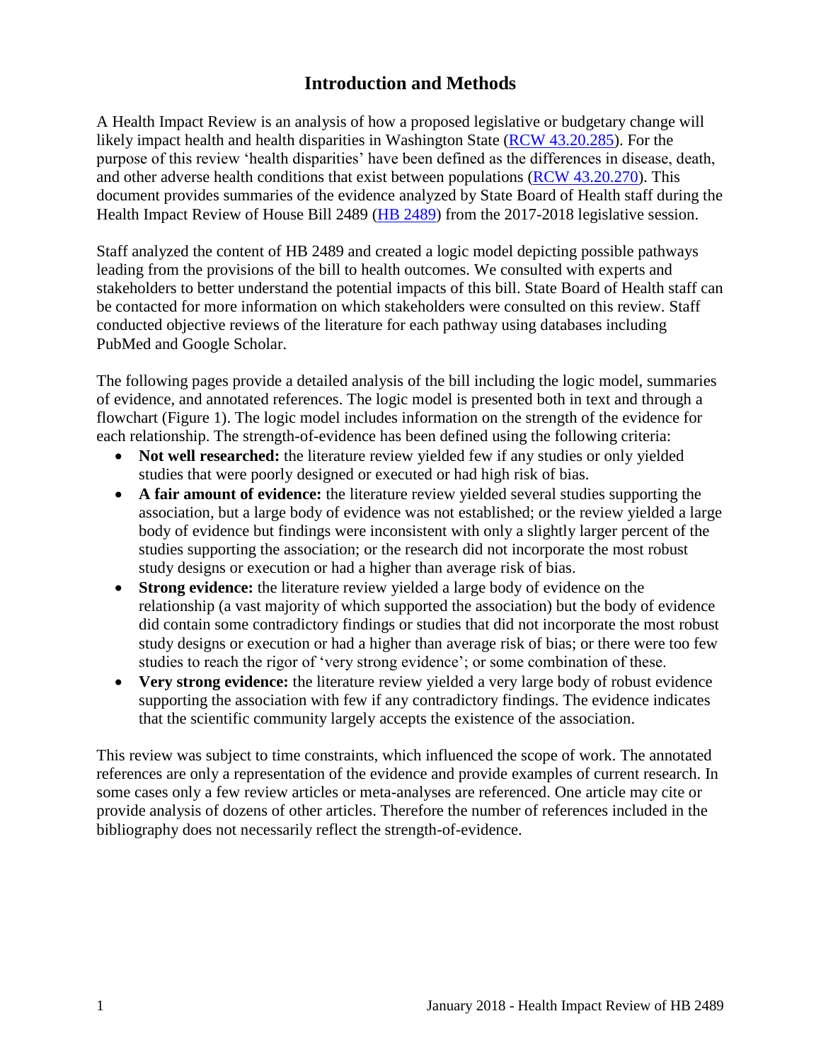# Introduction and Methods

A Health Impact Review is an analysis of how a proposed legislative or budgetary change will likely impact health and health disparities in Washington State ([RCW 43.20.285](RCW 43.20.285)). For the purpose of this review 'health disparities' have been defined as the differences in disease, death, and other adverse health conditions that exist between populations ([RCW 43.20.270](RCW 43.20.270)). This document provides summaries of the evidence analyzed by State Board of Health staff during the Health Impact Review of House Bill 2489 ([HB 2489](HB 2489)) from the 2017-2018 legislative session.

Staff analyzed the content of HB 2489 and created a logic model depicting possible pathways leading from the provisions of the bill to health outcomes. We consulted with experts and stakeholders to better understand the potential impacts of this bill. State Board of Health staff can be contacted for more information on which stakeholders were consulted on this review. Staff conducted objective reviews of the literature for each pathway using databases including PubMed and Google Scholar.

The following pages provide a detailed analysis of the bill including the logic model, summaries of evidence, and annotated references. The logic model is presented both in text and through a flowchart (Figure 1). The logic model includes information on the strength of the evidence for each relationship. The strength-of-evidence has been defined using the following criteria:

- **Not well researched:** the literature review yielded few if any studies or only yielded studies that were poorly designed or executed or had high risk of bias.
- **A fair amount of evidence:** the literature review yielded several studies supporting the association, but a large body of evidence was not established; or the review yielded a large body of evidence but findings were inconsistent with only a slightly larger percent of the studies supporting the association; or the research did not incorporate the most robust study designs or execution or had a higher than average risk of bias.
- **Strong evidence:** the literature review yielded a large body of evidence on the relationship (a vast majority of which supported the association) but the body of evidence did contain some contradictory findings or studies that did not incorporate the most robust study designs or execution or had a higher than average risk of bias; or there were too few studies to reach the rigor of 'very strong evidence'; or some combination of these.
- **Very strong evidence:** the literature review yielded a very large body of robust evidence supporting the association with few if any contradictory findings. The evidence indicates that the scientific community largely accepts the existence of the association.

This review was subject to time constraints, which influenced the scope of work. The annotated references are only a representation of the evidence and provide examples of current research. In some cases only a few review articles or meta-analyses are referenced. One article may cite or provide analysis of dozens of other articles. Therefore the number of references included in the bibliography does not necessarily reflect the strength-of-evidence.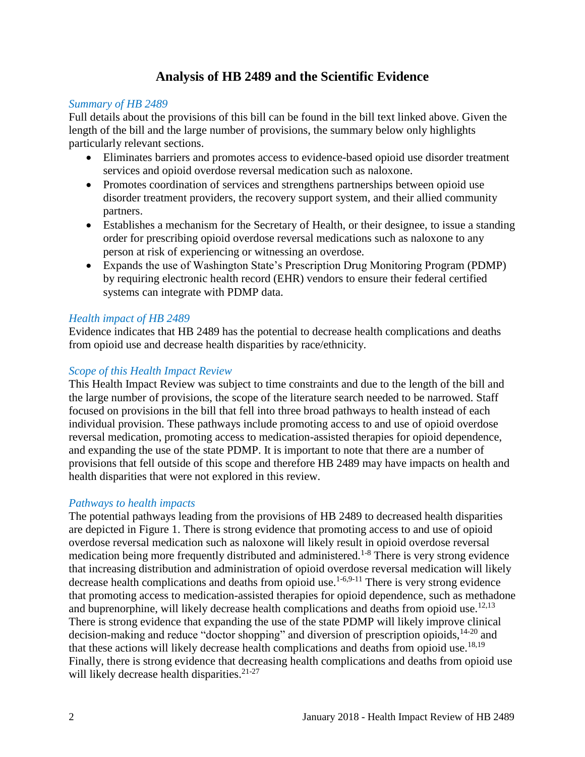# Analysis of HB 2489 and the Scientific Evidence

### *Summary of HB 2489*

Full details about the provisions of this bill can be found in the bill text linked above. Given the length of the bill and the large number of provisions, the summary below only highlights particularly relevant sections.

- Eliminates barriers and promotes access to evidence-based opioid use disorder treatment services and opioid overdose reversal medication such as naloxone.
- Promotes coordination of services and strengthens partnerships between opioid use disorder treatment providers, the recovery support system, and their allied community partners.
- Establishes a mechanism for the Secretary of Health, or their designee, to issue a standing order for prescribing opioid overdose reversal medications such as naloxone to any person at risk of experiencing or witnessing an overdose.
- Expands the use of Washington State's Prescription Drug Monitoring Program (PDMP) by requiring electronic health record (EHR) vendors to ensure their federal certified systems can integrate with PDMP data.

### *Health impact of HB 2489*

Evidence indicates that HB 2489 has the potential to decrease health complications and deaths from opioid use and decrease health disparities by race/ethnicity.

### *Scope of this Health Impact Review*

This Health Impact Review was subject to time constraints and due to the length of the bill and the large number of provisions, the scope of the literature search needed to be narrowed. Staff focused on provisions in the bill that fell into three broad pathways to health instead of each individual provision. These pathways include promoting access to and use of opioid overdose reversal medication, promoting access to medication-assisted therapies for opioid dependence, and expanding the use of the state PDMP. It is important to note that there are a number of provisions that fell outside of this scope and therefore HB 2489 may have impacts on health and health disparities that were not explored in this review.

### *Pathways to health impacts*

The potential pathways leading from the provisions of HB 2489 to decreased health disparities are depicted in Figure 1. There is strong evidence that promoting access to and use of opioid overdose reversal medication such as naloxone will likely result in opioid overdose reversal medication being more frequently distributed and administered.[1-8] There is very strong evidence that increasing distribution and administration of opioid overdose reversal medication will likely decrease health complications and deaths from opioid use.[1-6,9-11] There is very strong evidence that promoting access to medication-assisted therapies for opioid dependence, such as methadone and buprenorphine, will likely decrease health complications and deaths from opioid use.[12,13] There is strong evidence that expanding the use of the state PDMP will likely improve clinical decision-making and reduce "doctor shopping" and diversion of prescription opioids,[14-20] and that these actions will likely decrease health complications and deaths from opioid use.[18,19] Finally, there is strong evidence that decreasing health complications and deaths from opioid use will likely decrease health disparities.[21-27]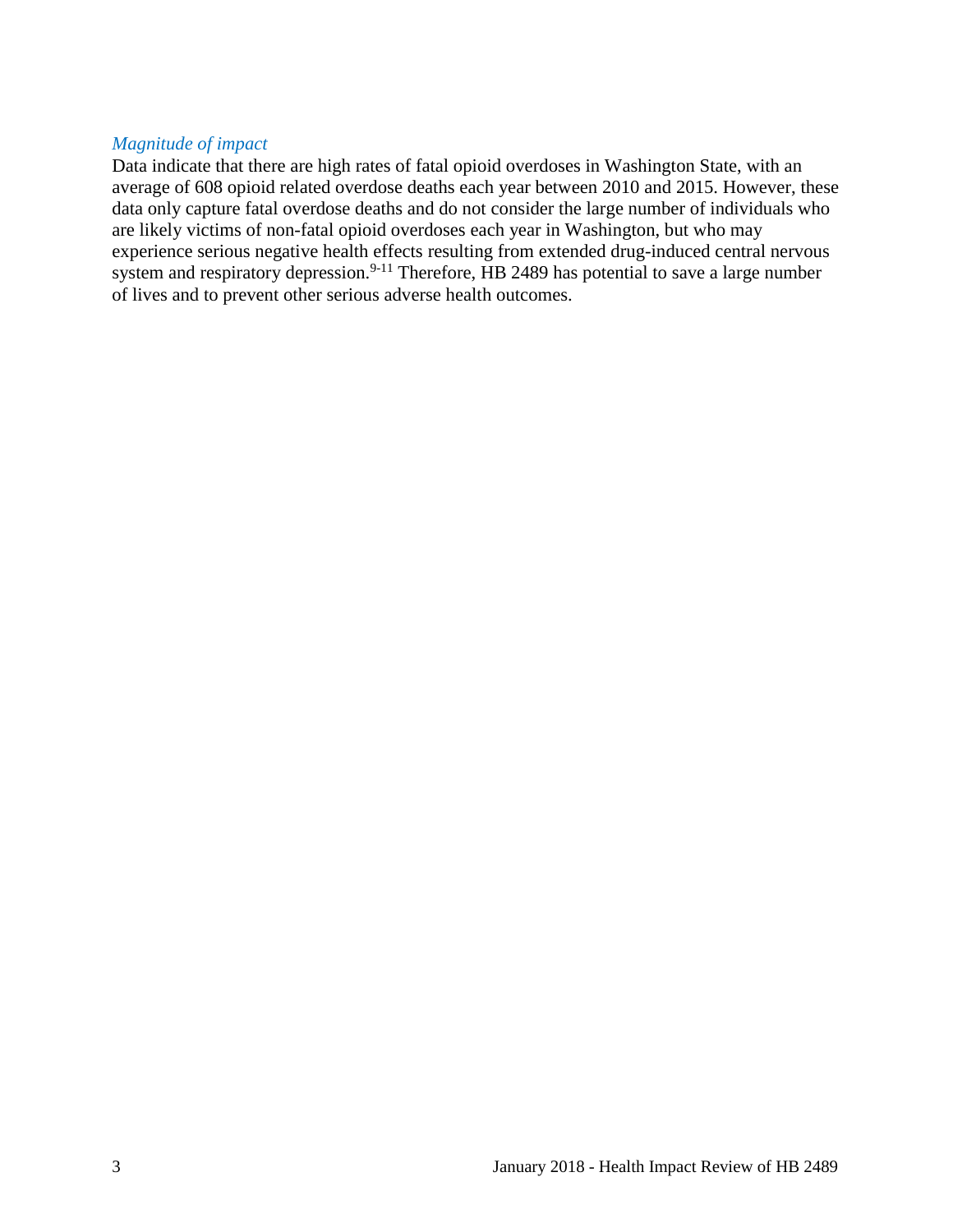### *Magnitude of impact*

Data indicate that there are high rates of fatal opioid overdoses in Washington State, with an average of 608 opioid related overdose deaths each year between 2010 and 2015. However, these data only capture fatal overdose deaths and do not consider the large number of individuals who are likely victims of non-fatal opioid overdoses each year in Washington, but who may experience serious negative health effects resulting from extended drug-induced central nervous system and respiratory depression.[9-11] Therefore, HB 2489 has potential to save a large number of lives and to prevent other serious adverse health outcomes.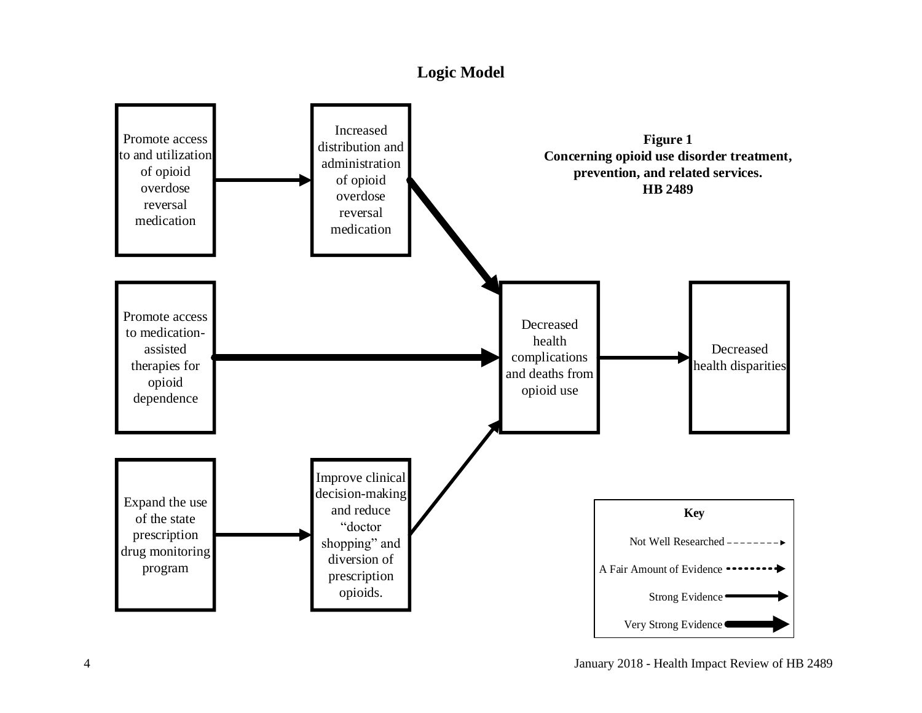## Logic Model

**Figure 1**
**Concerning opioid use disorder treatment, prevention, and related services.**
**HB 2489**

Promote access to and utilization of opioid overdose reversal medication

Increased distribution and administration of opioid overdose reversal medication

Promote access to medication-assisted therapies for opioid dependence

Decreased health complications and deaths from opioid use

Decreased health disparities

Expand the use of the state prescription drug monitoring program

Improve clinical decision-making and reduce "doctor shopping" and diversion of prescription opioids.

**Key**

Not Well Researched

A Fair Amount of Evidence

Strong Evidence

Very Strong Evidence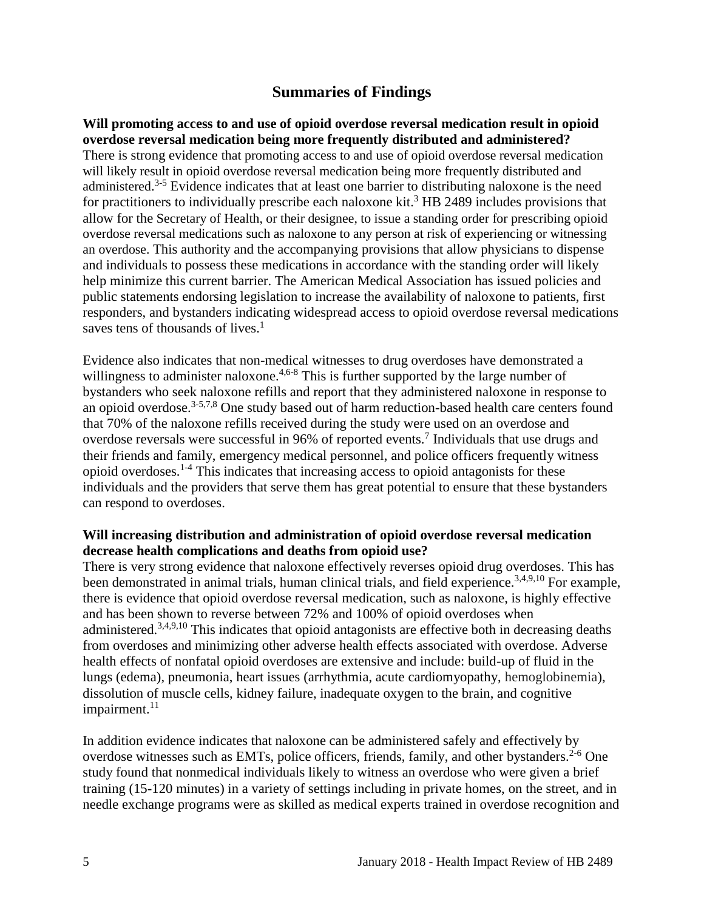## Summaries of Findings

**Will promoting access to and use of opioid overdose reversal medication result in opioid overdose reversal medication being more frequently distributed and administered?**

There is strong evidence that promoting access to and use of opioid overdose reversal medication will likely result in opioid overdose reversal medication being more frequently distributed and administered.[3-5] Evidence indicates that at least one barrier to distributing naloxone is the need for practitioners to individually prescribe each naloxone kit.[3] HB 2489 includes provisions that allow for the Secretary of Health, or their designee, to issue a standing order for prescribing opioid overdose reversal medications such as naloxone to any person at risk of experiencing or witnessing an overdose. This authority and the accompanying provisions that allow physicians to dispense and individuals to possess these medications in accordance with the standing order will likely help minimize this current barrier. The American Medical Association has issued policies and public statements endorsing legislation to increase the availability of naloxone to patients, first responders, and bystanders indicating widespread access to opioid overdose reversal medications saves tens of thousands of lives.[1]

Evidence also indicates that non-medical witnesses to drug overdoses have demonstrated a willingness to administer naloxone.[4,6-8] This is further supported by the large number of bystanders who seek naloxone refills and report that they administered naloxone in response to an opioid overdose.[3-5,7,8] One study based out of harm reduction-based health care centers found that 70% of the naloxone refills received during the study were used on an overdose and overdose reversals were successful in 96% of reported events.[7] Individuals that use drugs and their friends and family, emergency medical personnel, and police officers frequently witness opioid overdoses.[1-4] This indicates that increasing access to opioid antagonists for these individuals and the providers that serve them has great potential to ensure that these bystanders can respond to overdoses.

**Will increasing distribution and administration of opioid overdose reversal medication decrease health complications and deaths from opioid use?**

There is very strong evidence that naloxone effectively reverses opioid drug overdoses. This has been demonstrated in animal trials, human clinical trials, and field experience.[3,4,9,10] For example, there is evidence that opioid overdose reversal medication, such as naloxone, is highly effective and has been shown to reverse between 72% and 100% of opioid overdoses when administered.[3,4,9,10] This indicates that opioid antagonists are effective both in decreasing deaths from overdoses and minimizing other adverse health effects associated with overdose. Adverse health effects of nonfatal opioid overdoses are extensive and include: build-up of fluid in the lungs (edema), pneumonia, heart issues (arrhythmia, acute cardiomyopathy, hemoglobinemia), dissolution of muscle cells, kidney failure, inadequate oxygen to the brain, and cognitive impairment.[11]

In addition evidence indicates that naloxone can be administered safely and effectively by overdose witnesses such as EMTs, police officers, friends, family, and other bystanders.[2-6] One study found that nonmedical individuals likely to witness an overdose who were given a brief training (15-120 minutes) in a variety of settings including in private homes, on the street, and in needle exchange programs were as skilled as medical experts trained in overdose recognition and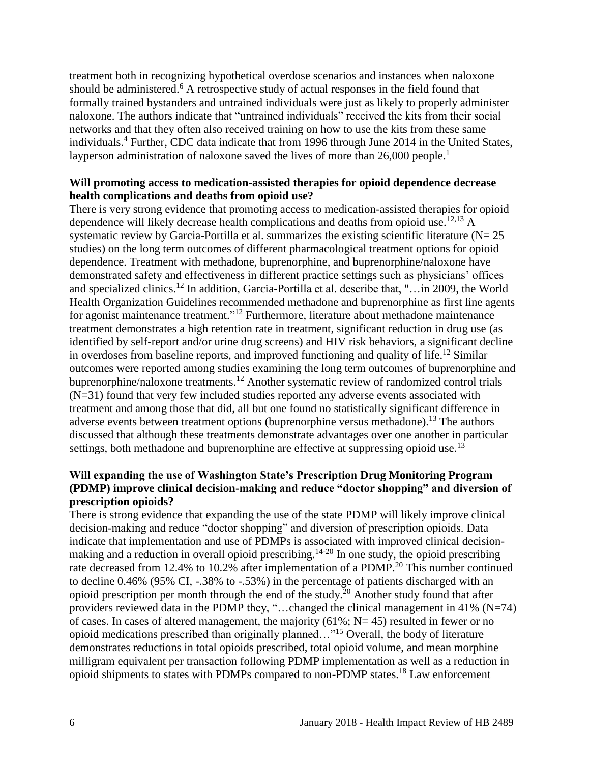treatment both in recognizing hypothetical overdose scenarios and instances when naloxone should be administered.[6] A retrospective study of actual responses in the field found that formally trained bystanders and untrained individuals were just as likely to properly administer naloxone. The authors indicate that "untrained individuals" received the kits from their social networks and that they often also received training on how to use the kits from these same individuals.[4] Further, CDC data indicate that from 1996 through June 2014 in the United States, layperson administration of naloxone saved the lives of more than 26,000 people.[1]

**Will promoting access to medication-assisted therapies for opioid dependence decrease health complications and deaths from opioid use?**

There is very strong evidence that promoting access to medication-assisted therapies for opioid dependence will likely decrease health complications and deaths from opioid use.[12,13] A systematic review by Garcia-Portilla et al. summarizes the existing scientific literature (N= 25 studies) on the long term outcomes of different pharmacological treatment options for opioid dependence. Treatment with methadone, buprenorphine, and buprenorphine/naloxone have demonstrated safety and effectiveness in different practice settings such as physicians' offices and specialized clinics.[12] In addition, Garcia-Portilla et al. describe that, "…in 2009, the World Health Organization Guidelines recommended methadone and buprenorphine as first line agents for agonist maintenance treatment."[12] Furthermore, literature about methadone maintenance treatment demonstrates a high retention rate in treatment, significant reduction in drug use (as identified by self-report and/or urine drug screens) and HIV risk behaviors, a significant decline in overdoses from baseline reports, and improved functioning and quality of life.[12] Similar outcomes were reported among studies examining the long term outcomes of buprenorphine and buprenorphine/naloxone treatments.[12] Another systematic review of randomized control trials (N=31) found that very few included studies reported any adverse events associated with treatment and among those that did, all but one found no statistically significant difference in adverse events between treatment options (buprenorphine versus methadone).[13] The authors discussed that although these treatments demonstrate advantages over one another in particular settings, both methadone and buprenorphine are effective at suppressing opioid use.[13]

**Will expanding the use of Washington State's Prescription Drug Monitoring Program (PDMP) improve clinical decision-making and reduce "doctor shopping" and diversion of prescription opioids?**

There is strong evidence that expanding the use of the state PDMP will likely improve clinical decision-making and reduce "doctor shopping" and diversion of prescription opioids. Data indicate that implementation and use of PDMPs is associated with improved clinical decision-making and a reduction in overall opioid prescribing.[14-20] In one study, the opioid prescribing rate decreased from 12.4% to 10.2% after implementation of a PDMP.[20] This number continued to decline 0.46% (95% CI, -.38% to -.53%) in the percentage of patients discharged with an opioid prescription per month through the end of the study.[20] Another study found that after providers reviewed data in the PDMP they, "…changed the clinical management in 41% (N=74) of cases. In cases of altered management, the majority (61%; N= 45) resulted in fewer or no opioid medications prescribed than originally planned…"[15] Overall, the body of literature demonstrates reductions in total opioids prescribed, total opioid volume, and mean morphine milligram equivalent per transaction following PDMP implementation as well as a reduction in opioid shipments to states with PDMPs compared to non-PDMP states.[18] Law enforcement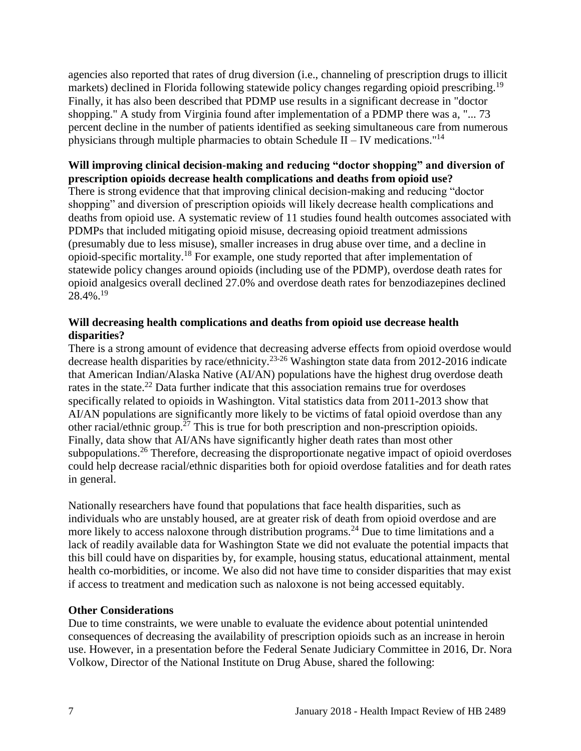agencies also reported that rates of drug diversion (i.e., channeling of prescription drugs to illicit markets) declined in Florida following statewide policy changes regarding opioid prescribing.[19] Finally, it has also been described that PDMP use results in a significant decrease in "doctor shopping." A study from Virginia found after implementation of a PDMP there was a, "... 73 percent decline in the number of patients identified as seeking simultaneous care from numerous physicians through multiple pharmacies to obtain Schedule II – IV medications."[14]

**Will improving clinical decision-making and reducing "doctor shopping" and diversion of prescription opioids decrease health complications and deaths from opioid use?**

There is strong evidence that that improving clinical decision-making and reducing "doctor shopping" and diversion of prescription opioids will likely decrease health complications and deaths from opioid use. A systematic review of 11 studies found health outcomes associated with PDMPs that included mitigating opioid misuse, decreasing opioid treatment admissions (presumably due to less misuse), smaller increases in drug abuse over time, and a decline in opioid-specific mortality.[18] For example, one study reported that after implementation of statewide policy changes around opioids (including use of the PDMP), overdose death rates for opioid analgesics overall declined 27.0% and overdose death rates for benzodiazepines declined 28.4%.[19]

**Will decreasing health complications and deaths from opioid use decrease health disparities?**

There is a strong amount of evidence that decreasing adverse effects from opioid overdose would decrease health disparities by race/ethnicity.[23-26] Washington state data from 2012-2016 indicate that American Indian/Alaska Native (AI/AN) populations have the highest drug overdose death rates in the state.[22] Data further indicate that this association remains true for overdoses specifically related to opioids in Washington. Vital statistics data from 2011-2013 show that AI/AN populations are significantly more likely to be victims of fatal opioid overdose than any other racial/ethnic group.[27] This is true for both prescription and non-prescription opioids. Finally, data show that AI/ANs have significantly higher death rates than most other subpopulations.[26] Therefore, decreasing the disproportionate negative impact of opioid overdoses could help decrease racial/ethnic disparities both for opioid overdose fatalities and for death rates in general.

Nationally researchers have found that populations that face health disparities, such as individuals who are unstably housed, are at greater risk of death from opioid overdose and are more likely to access naloxone through distribution programs.[24] Due to time limitations and a lack of readily available data for Washington State we did not evaluate the potential impacts that this bill could have on disparities by, for example, housing status, educational attainment, mental health co-morbidities, or income. We also did not have time to consider disparities that may exist if access to treatment and medication such as naloxone is not being accessed equitably.

**Other Considerations**

Due to time constraints, we were unable to evaluate the evidence about potential unintended consequences of decreasing the availability of prescription opioids such as an increase in heroin use. However, in a presentation before the Federal Senate Judiciary Committee in 2016, Dr. Nora Volkow, Director of the National Institute on Drug Abuse, shared the following: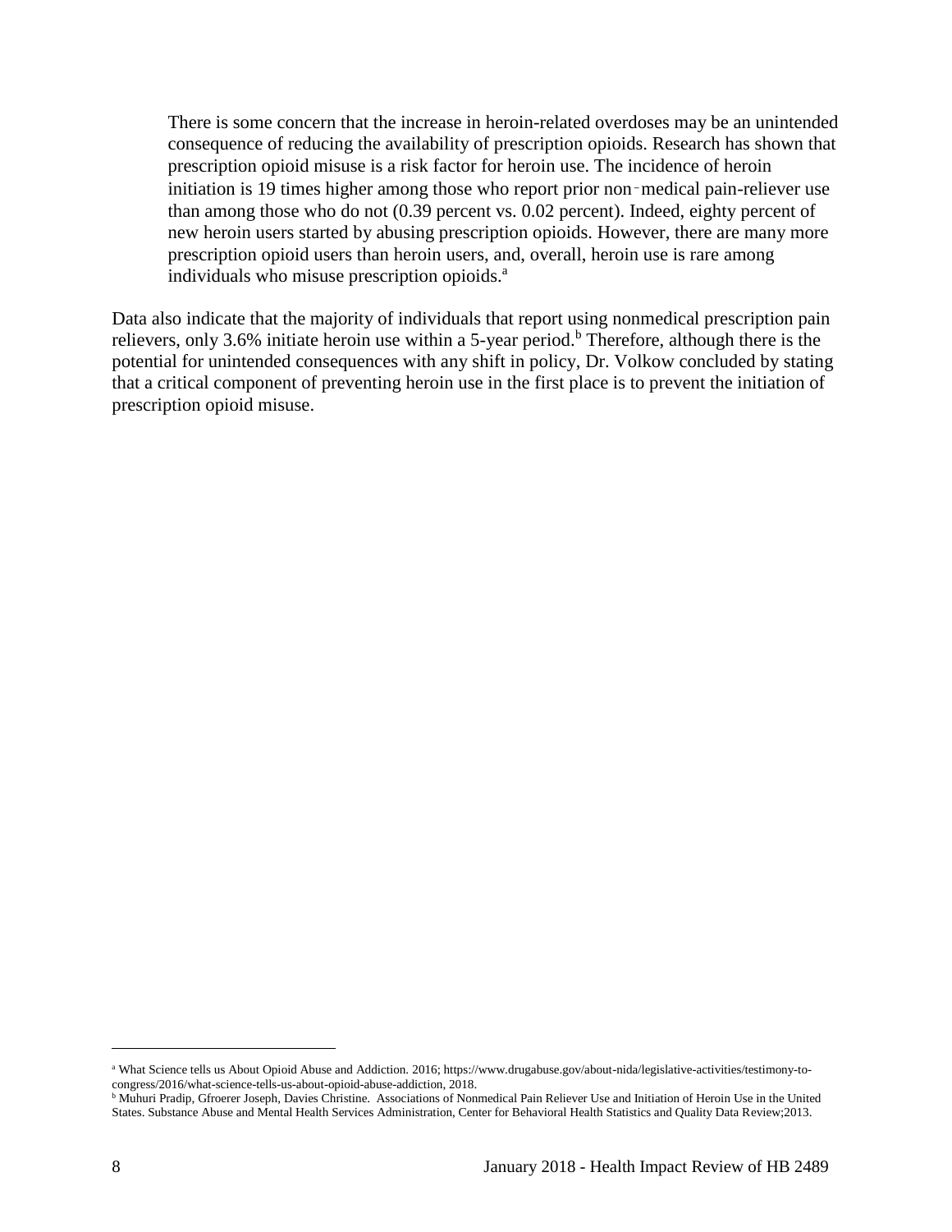> There is some concern that the increase in heroin-related overdoses may be an unintended consequence of reducing the availability of prescription opioids. Research has shown that prescription opioid misuse is a risk factor for heroin use. The incidence of heroin initiation is 19 times higher among those who report prior non‑medical pain-reliever use than among those who do not (0.39 percent vs. 0.02 percent). Indeed, eighty percent of new heroin users started by abusing prescription opioids. However, there are many more prescription opioid users than heroin users, and, overall, heroin use is rare among individuals who misuse prescription opioids.[a]

Data also indicate that the majority of individuals that report using nonmedical prescription pain relievers, only 3.6% initiate heroin use within a 5-year period.[b] Therefore, although there is the potential for unintended consequences with any shift in policy, Dr. Volkow concluded by stating that a critical component of preventing heroin use in the first place is to prevent the initiation of prescription opioid misuse.

---

[a] What Science tells us About Opioid Abuse and Addiction. 2016; https://www.drugabuse.gov/about-nida/legislative-activities/testimony-to-congress/2016/what-science-tells-us-about-opioid-abuse-addiction, 2018.

[b] Muhuri Pradip, Gfroerer Joseph, Davies Christine. Associations of Nonmedical Pain Reliever Use and Initiation of Heroin Use in the United States. Substance Abuse and Mental Health Services Administration, Center for Behavioral Health Statistics and Quality Data Review;2013.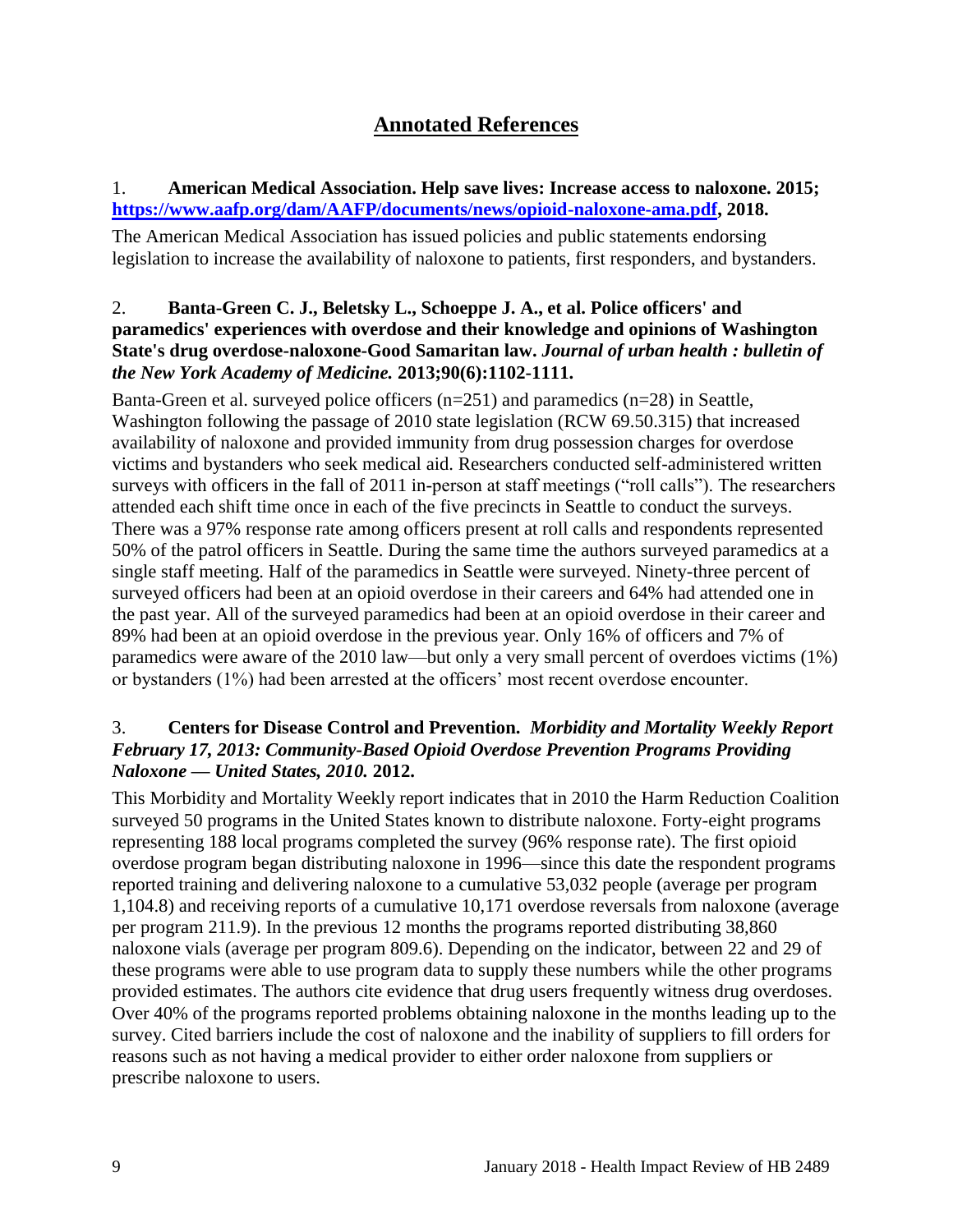# Annotated References

1. **American Medical Association. Help save lives: Increase access to naloxone. 2015; [https://www.aafp.org/dam/AAFP/documents/news/opioid-naloxone-ama.pdf](https://www.aafp.org/dam/AAFP/documents/news/opioid-naloxone-ama.pdf), 2018.**

The American Medical Association has issued policies and public statements endorsing legislation to increase the availability of naloxone to patients, first responders, and bystanders.

2. **Banta-Green C. J., Beletsky L., Schoeppe J. A., et al. Police officers' and paramedics' experiences with overdose and their knowledge and opinions of Washington State's drug overdose-naloxone-Good Samaritan law.** ***Journal of urban health : bulletin of the New York Academy of Medicine.*** **2013;90(6):1102-1111.**

Banta-Green et al. surveyed police officers (n=251) and paramedics (n=28) in Seattle, Washington following the passage of 2010 state legislation (RCW 69.50.315) that increased availability of naloxone and provided immunity from drug possession charges for overdose victims and bystanders who seek medical aid. Researchers conducted self-administered written surveys with officers in the fall of 2011 in-person at staff meetings ("roll calls"). The researchers attended each shift time once in each of the five precincts in Seattle to conduct the surveys. There was a 97% response rate among officers present at roll calls and respondents represented 50% of the patrol officers in Seattle. During the same time the authors surveyed paramedics at a single staff meeting. Half of the paramedics in Seattle were surveyed. Ninety-three percent of surveyed officers had been at an opioid overdose in their careers and 64% had attended one in the past year. All of the surveyed paramedics had been at an opioid overdose in their career and 89% had been at an opioid overdose in the previous year. Only 16% of officers and 7% of paramedics were aware of the 2010 law—but only a very small percent of overdoes victims (1%) or bystanders (1%) had been arrested at the officers' most recent overdose encounter.

3. **Centers for Disease Control and Prevention.** ***Morbidity and Mortality Weekly Report February 17, 2013: Community-Based Opioid Overdose Prevention Programs Providing Naloxone — United States, 2010.*** **2012.**

This Morbidity and Mortality Weekly report indicates that in 2010 the Harm Reduction Coalition surveyed 50 programs in the United States known to distribute naloxone. Forty-eight programs representing 188 local programs completed the survey (96% response rate). The first opioid overdose program began distributing naloxone in 1996—since this date the respondent programs reported training and delivering naloxone to a cumulative 53,032 people (average per program 1,104.8) and receiving reports of a cumulative 10,171 overdose reversals from naloxone (average per program 211.9). In the previous 12 months the programs reported distributing 38,860 naloxone vials (average per program 809.6). Depending on the indicator, between 22 and 29 of these programs were able to use program data to supply these numbers while the other programs provided estimates. The authors cite evidence that drug users frequently witness drug overdoses. Over 40% of the programs reported problems obtaining naloxone in the months leading up to the survey. Cited barriers include the cost of naloxone and the inability of suppliers to fill orders for reasons such as not having a medical provider to either order naloxone from suppliers or prescribe naloxone to users.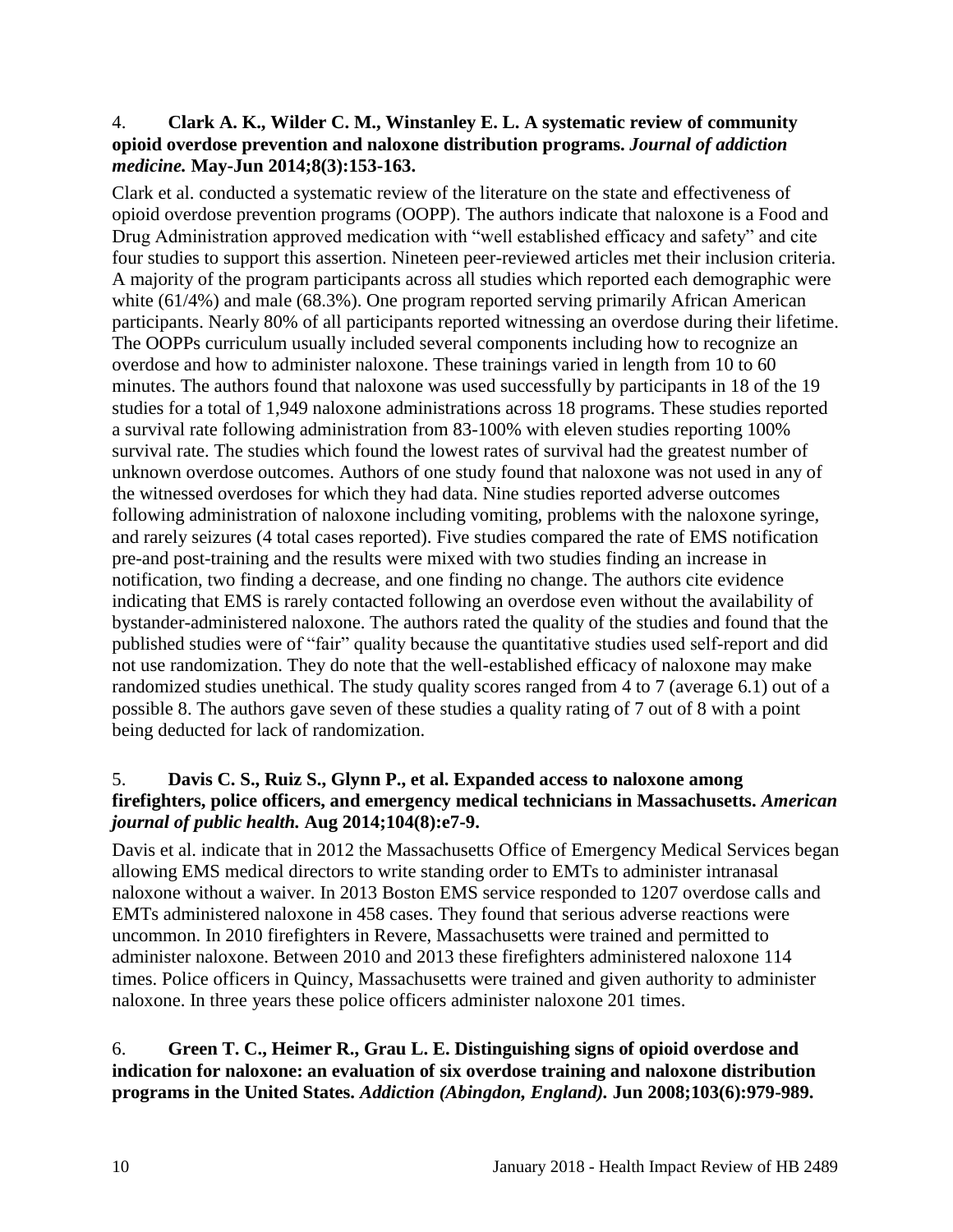4. **Clark A. K., Wilder C. M., Winstanley E. L. A systematic review of community opioid overdose prevention and naloxone distribution programs.** ***Journal of addiction medicine.*** **May-Jun 2014;8(3):153-163.**

Clark et al. conducted a systematic review of the literature on the state and effectiveness of opioid overdose prevention programs (OOPP). The authors indicate that naloxone is a Food and Drug Administration approved medication with "well established efficacy and safety" and cite four studies to support this assertion. Nineteen peer-reviewed articles met their inclusion criteria. A majority of the program participants across all studies which reported each demographic were white (61/4%) and male (68.3%). One program reported serving primarily African American participants. Nearly 80% of all participants reported witnessing an overdose during their lifetime. The OOPPs curriculum usually included several components including how to recognize an overdose and how to administer naloxone. These trainings varied in length from 10 to 60 minutes. The authors found that naloxone was used successfully by participants in 18 of the 19 studies for a total of 1,949 naloxone administrations across 18 programs. These studies reported a survival rate following administration from 83-100% with eleven studies reporting 100% survival rate. The studies which found the lowest rates of survival had the greatest number of unknown overdose outcomes. Authors of one study found that naloxone was not used in any of the witnessed overdoses for which they had data. Nine studies reported adverse outcomes following administration of naloxone including vomiting, problems with the naloxone syringe, and rarely seizures (4 total cases reported). Five studies compared the rate of EMS notification pre-and post-training and the results were mixed with two studies finding an increase in notification, two finding a decrease, and one finding no change. The authors cite evidence indicating that EMS is rarely contacted following an overdose even without the availability of bystander-administered naloxone. The authors rated the quality of the studies and found that the published studies were of "fair" quality because the quantitative studies used self-report and did not use randomization. They do note that the well-established efficacy of naloxone may make randomized studies unethical. The study quality scores ranged from 4 to 7 (average 6.1) out of a possible 8. The authors gave seven of these studies a quality rating of 7 out of 8 with a point being deducted for lack of randomization.

5. **Davis C. S., Ruiz S., Glynn P., et al. Expanded access to naloxone among firefighters, police officers, and emergency medical technicians in Massachusetts.** ***American journal of public health.*** **Aug 2014;104(8):e7-9.**

Davis et al. indicate that in 2012 the Massachusetts Office of Emergency Medical Services began allowing EMS medical directors to write standing order to EMTs to administer intranasal naloxone without a waiver. In 2013 Boston EMS service responded to 1207 overdose calls and EMTs administered naloxone in 458 cases. They found that serious adverse reactions were uncommon. In 2010 firefighters in Revere, Massachusetts were trained and permitted to administer naloxone. Between 2010 and 2013 these firefighters administered naloxone 114 times. Police officers in Quincy, Massachusetts were trained and given authority to administer naloxone. In three years these police officers administer naloxone 201 times.

6. **Green T. C., Heimer R., Grau L. E. Distinguishing signs of opioid overdose and indication for naloxone: an evaluation of six overdose training and naloxone distribution programs in the United States.** ***Addiction (Abingdon, England).*** **Jun 2008;103(6):979-989.**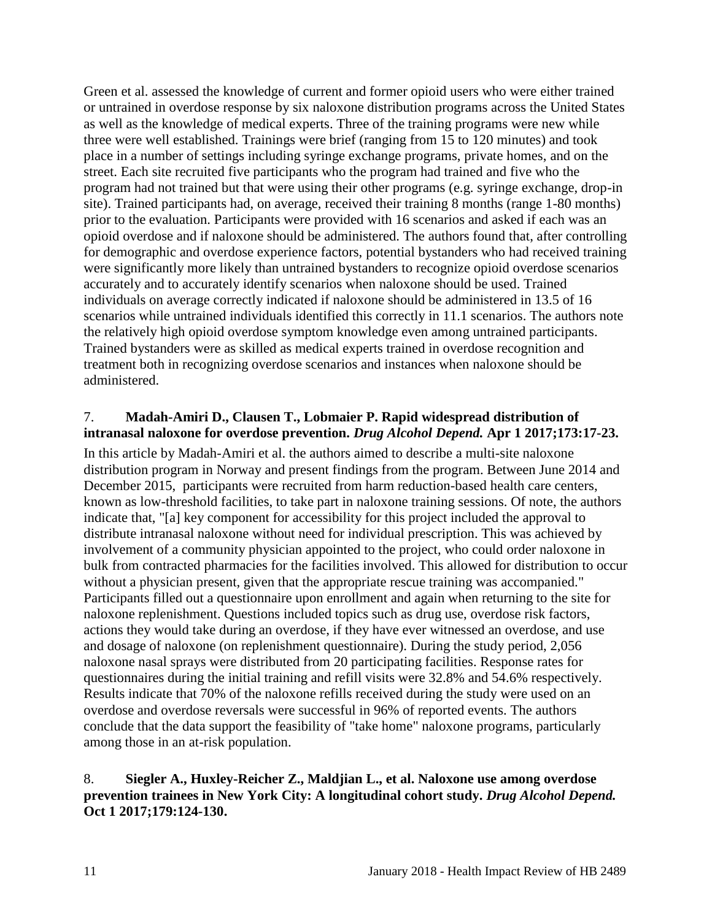Green et al. assessed the knowledge of current and former opioid users who were either trained or untrained in overdose response by six naloxone distribution programs across the United States as well as the knowledge of medical experts. Three of the training programs were new while three were well established. Trainings were brief (ranging from 15 to 120 minutes) and took place in a number of settings including syringe exchange programs, private homes, and on the street. Each site recruited five participants who the program had trained and five who the program had not trained but that were using their other programs (e.g. syringe exchange, drop-in site). Trained participants had, on average, received their training 8 months (range 1-80 months) prior to the evaluation. Participants were provided with 16 scenarios and asked if each was an opioid overdose and if naloxone should be administered. The authors found that, after controlling for demographic and overdose experience factors, potential bystanders who had received training were significantly more likely than untrained bystanders to recognize opioid overdose scenarios accurately and to accurately identify scenarios when naloxone should be used. Trained individuals on average correctly indicated if naloxone should be administered in 13.5 of 16 scenarios while untrained individuals identified this correctly in 11.1 scenarios. The authors note the relatively high opioid overdose symptom knowledge even among untrained participants. Trained bystanders were as skilled as medical experts trained in overdose recognition and treatment both in recognizing overdose scenarios and instances when naloxone should be administered.

7. **Madah-Amiri D., Clausen T., Lobmaier P. Rapid widespread distribution of intranasal naloxone for overdose prevention. *Drug Alcohol Depend.* Apr 1 2017;173:17-23.**

In this article by Madah-Amiri et al. the authors aimed to describe a multi-site naloxone distribution program in Norway and present findings from the program. Between June 2014 and December 2015, participants were recruited from harm reduction-based health care centers, known as low-threshold facilities, to take part in naloxone training sessions. Of note, the authors indicate that, "[a] key component for accessibility for this project included the approval to distribute intranasal naloxone without need for individual prescription. This was achieved by involvement of a community physician appointed to the project, who could order naloxone in bulk from contracted pharmacies for the facilities involved. This allowed for distribution to occur without a physician present, given that the appropriate rescue training was accompanied." Participants filled out a questionnaire upon enrollment and again when returning to the site for naloxone replenishment. Questions included topics such as drug use, overdose risk factors, actions they would take during an overdose, if they have ever witnessed an overdose, and use and dosage of naloxone (on replenishment questionnaire). During the study period, 2,056 naloxone nasal sprays were distributed from 20 participating facilities. Response rates for questionnaires during the initial training and refill visits were 32.8% and 54.6% respectively. Results indicate that 70% of the naloxone refills received during the study were used on an overdose and overdose reversals were successful in 96% of reported events. The authors conclude that the data support the feasibility of "take home" naloxone programs, particularly among those in an at-risk population.

8. **Siegler A., Huxley-Reicher Z., Maldjian L., et al. Naloxone use among overdose prevention trainees in New York City: A longitudinal cohort study. *Drug Alcohol Depend.* Oct 1 2017;179:124-130.**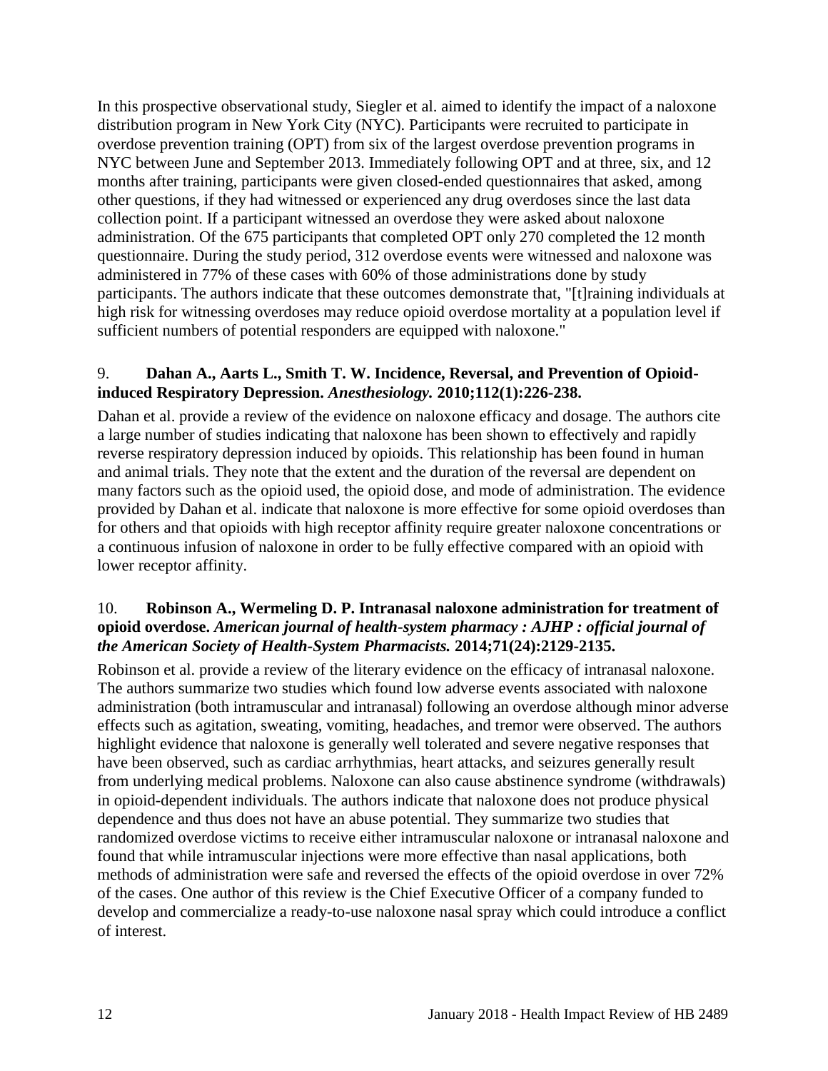In this prospective observational study, Siegler et al. aimed to identify the impact of a naloxone distribution program in New York City (NYC). Participants were recruited to participate in overdose prevention training (OPT) from six of the largest overdose prevention programs in NYC between June and September 2013. Immediately following OPT and at three, six, and 12 months after training, participants were given closed-ended questionnaires that asked, among other questions, if they had witnessed or experienced any drug overdoses since the last data collection point. If a participant witnessed an overdose they were asked about naloxone administration. Of the 675 participants that completed OPT only 270 completed the 12 month questionnaire. During the study period, 312 overdose events were witnessed and naloxone was administered in 77% of these cases with 60% of those administrations done by study participants. The authors indicate that these outcomes demonstrate that, "[t]raining individuals at high risk for witnessing overdoses may reduce opioid overdose mortality at a population level if sufficient numbers of potential responders are equipped with naloxone."

9. **Dahan A., Aarts L., Smith T. W. Incidence, Reversal, and Prevention of Opioid-induced Respiratory Depression.** ***Anesthesiology.*** **2010;112(1):226-238.**

Dahan et al. provide a review of the evidence on naloxone efficacy and dosage. The authors cite a large number of studies indicating that naloxone has been shown to effectively and rapidly reverse respiratory depression induced by opioids. This relationship has been found in human and animal trials. They note that the extent and the duration of the reversal are dependent on many factors such as the opioid used, the opioid dose, and mode of administration. The evidence provided by Dahan et al. indicate that naloxone is more effective for some opioid overdoses than for others and that opioids with high receptor affinity require greater naloxone concentrations or a continuous infusion of naloxone in order to be fully effective compared with an opioid with lower receptor affinity.

10. **Robinson A., Wermeling D. P. Intranasal naloxone administration for treatment of opioid overdose.** ***American journal of health-system pharmacy : AJHP : official journal of the American Society of Health-System Pharmacists.*** **2014;71(24):2129-2135.**

Robinson et al. provide a review of the literary evidence on the efficacy of intranasal naloxone. The authors summarize two studies which found low adverse events associated with naloxone administration (both intramuscular and intranasal) following an overdose although minor adverse effects such as agitation, sweating, vomiting, headaches, and tremor were observed. The authors highlight evidence that naloxone is generally well tolerated and severe negative responses that have been observed, such as cardiac arrhythmias, heart attacks, and seizures generally result from underlying medical problems. Naloxone can also cause abstinence syndrome (withdrawals) in opioid-dependent individuals. The authors indicate that naloxone does not produce physical dependence and thus does not have an abuse potential. They summarize two studies that randomized overdose victims to receive either intramuscular naloxone or intranasal naloxone and found that while intramuscular injections were more effective than nasal applications, both methods of administration were safe and reversed the effects of the opioid overdose in over 72% of the cases. One author of this review is the Chief Executive Officer of a company funded to develop and commercialize a ready-to-use naloxone nasal spray which could introduce a conflict of interest.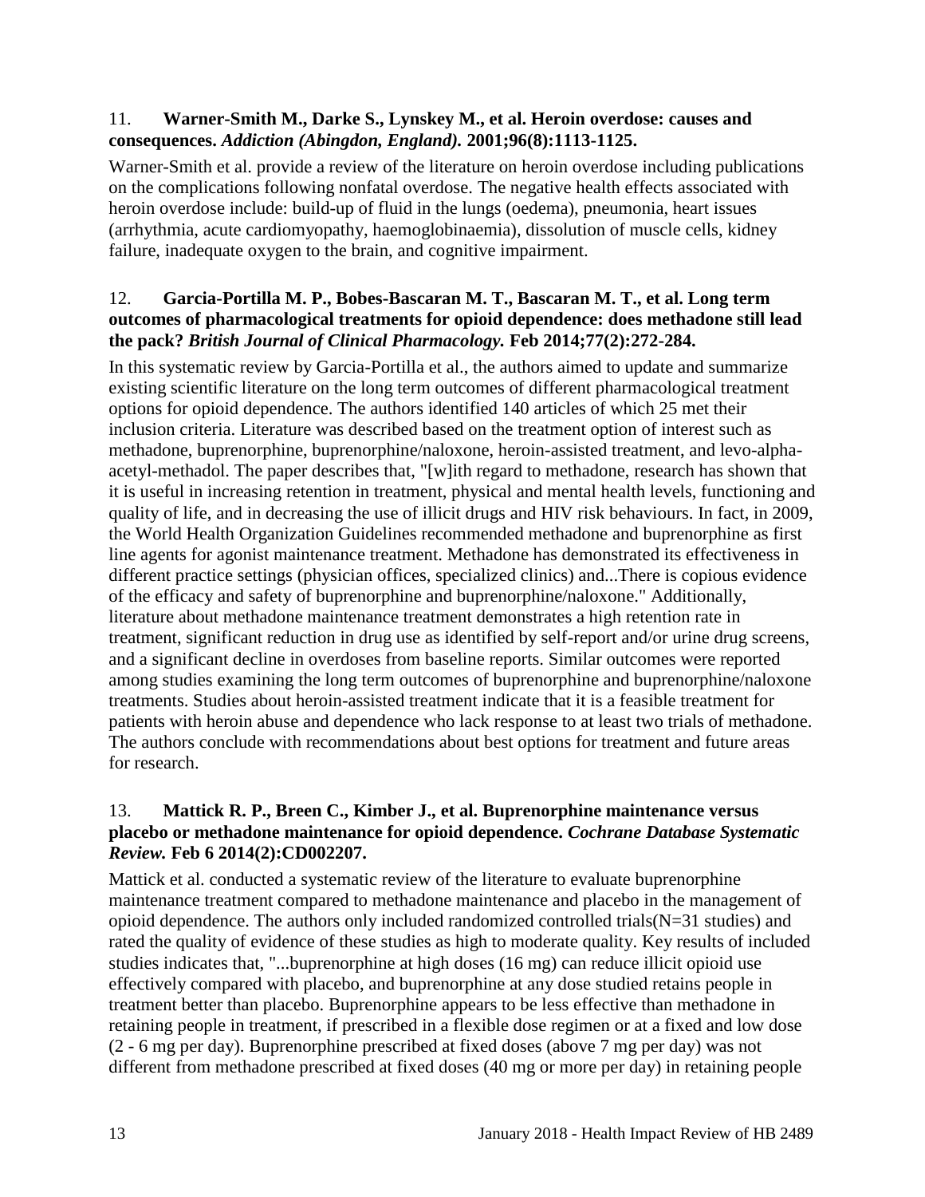11. **Warner-Smith M., Darke S., Lynskey M., et al. Heroin overdose: causes and consequences.** ***Addiction (Abingdon, England).*** **2001;96(8):1113-1125.**

Warner-Smith et al. provide a review of the literature on heroin overdose including publications on the complications following nonfatal overdose. The negative health effects associated with heroin overdose include: build-up of fluid in the lungs (oedema), pneumonia, heart issues (arrhythmia, acute cardiomyopathy, haemoglobinaemia), dissolution of muscle cells, kidney failure, inadequate oxygen to the brain, and cognitive impairment.

12. **Garcia-Portilla M. P., Bobes-Bascaran M. T., Bascaran M. T., et al. Long term outcomes of pharmacological treatments for opioid dependence: does methadone still lead the pack?** ***British Journal of Clinical Pharmacology.*** **Feb 2014;77(2):272-284.**

In this systematic review by Garcia-Portilla et al., the authors aimed to update and summarize existing scientific literature on the long term outcomes of different pharmacological treatment options for opioid dependence. The authors identified 140 articles of which 25 met their inclusion criteria. Literature was described based on the treatment option of interest such as methadone, buprenorphine, buprenorphine/naloxone, heroin-assisted treatment, and levo-alpha-acetyl-methadol. The paper describes that, "[w]ith regard to methadone, research has shown that it is useful in increasing retention in treatment, physical and mental health levels, functioning and quality of life, and in decreasing the use of illicit drugs and HIV risk behaviours. In fact, in 2009, the World Health Organization Guidelines recommended methadone and buprenorphine as first line agents for agonist maintenance treatment. Methadone has demonstrated its effectiveness in different practice settings (physician offices, specialized clinics) and...There is copious evidence of the efficacy and safety of buprenorphine and buprenorphine/naloxone." Additionally, literature about methadone maintenance treatment demonstrates a high retention rate in treatment, significant reduction in drug use as identified by self-report and/or urine drug screens, and a significant decline in overdoses from baseline reports. Similar outcomes were reported among studies examining the long term outcomes of buprenorphine and buprenorphine/naloxone treatments. Studies about heroin-assisted treatment indicate that it is a feasible treatment for patients with heroin abuse and dependence who lack response to at least two trials of methadone. The authors conclude with recommendations about best options for treatment and future areas for research.

13. **Mattick R. P., Breen C., Kimber J., et al. Buprenorphine maintenance versus placebo or methadone maintenance for opioid dependence.** ***Cochrane Database Systematic Review.*** **Feb 6 2014(2):CD002207.**

Mattick et al. conducted a systematic review of the literature to evaluate buprenorphine maintenance treatment compared to methadone maintenance and placebo in the management of opioid dependence. The authors only included randomized controlled trials(N=31 studies) and rated the quality of evidence of these studies as high to moderate quality. Key results of included studies indicates that, "...buprenorphine at high doses (16 mg) can reduce illicit opioid use effectively compared with placebo, and buprenorphine at any dose studied retains people in treatment better than placebo. Buprenorphine appears to be less effective than methadone in retaining people in treatment, if prescribed in a flexible dose regimen or at a fixed and low dose (2 - 6 mg per day). Buprenorphine prescribed at fixed doses (above 7 mg per day) was not different from methadone prescribed at fixed doses (40 mg or more per day) in retaining people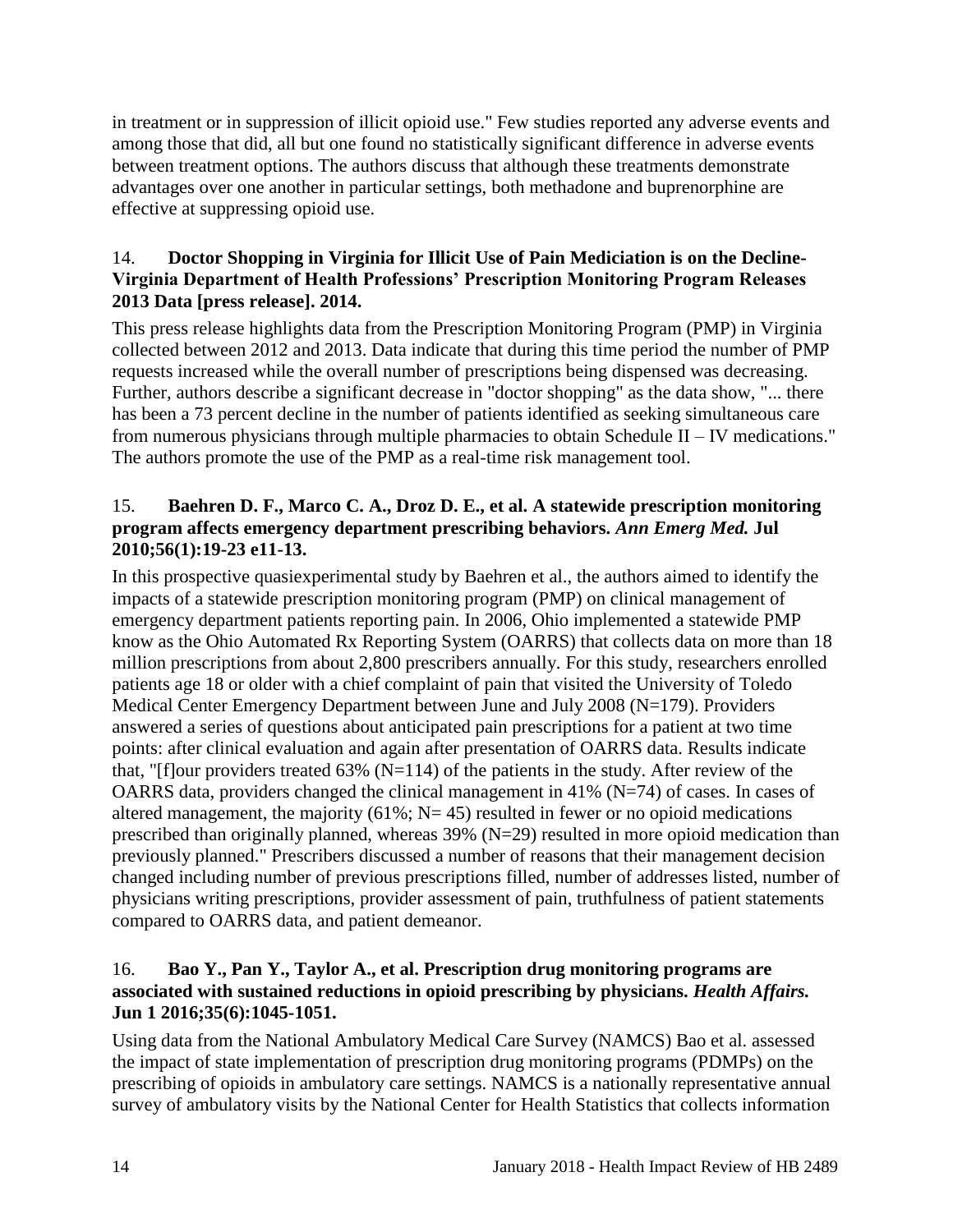in treatment or in suppression of illicit opioid use." Few studies reported any adverse events and among those that did, all but one found no statistically significant difference in adverse events between treatment options. The authors discuss that although these treatments demonstrate advantages over one another in particular settings, both methadone and buprenorphine are effective at suppressing opioid use.

14. **Doctor Shopping in Virginia for Illicit Use of Pain Mediciation is on the Decline-Virginia Department of Health Professions' Prescription Monitoring Program Releases 2013 Data [press release]. 2014.**

This press release highlights data from the Prescription Monitoring Program (PMP) in Virginia collected between 2012 and 2013. Data indicate that during this time period the number of PMP requests increased while the overall number of prescriptions being dispensed was decreasing. Further, authors describe a significant decrease in "doctor shopping" as the data show, "... there has been a 73 percent decline in the number of patients identified as seeking simultaneous care from numerous physicians through multiple pharmacies to obtain Schedule II – IV medications." The authors promote the use of the PMP as a real-time risk management tool.

15. **Baehren D. F., Marco C. A., Droz D. E., et al. A statewide prescription monitoring program affects emergency department prescribing behaviors. *Ann Emerg Med.* Jul 2010;56(1):19-23 e11-13.**

In this prospective quasiexperimental study by Baehren et al., the authors aimed to identify the impacts of a statewide prescription monitoring program (PMP) on clinical management of emergency department patients reporting pain. In 2006, Ohio implemented a statewide PMP know as the Ohio Automated Rx Reporting System (OARRS) that collects data on more than 18 million prescriptions from about 2,800 prescribers annually. For this study, researchers enrolled patients age 18 or older with a chief complaint of pain that visited the University of Toledo Medical Center Emergency Department between June and July 2008 (N=179). Providers answered a series of questions about anticipated pain prescriptions for a patient at two time points: after clinical evaluation and again after presentation of OARRS data. Results indicate that, "[f]our providers treated 63% (N=114) of the patients in the study. After review of the OARRS data, providers changed the clinical management in 41% (N=74) of cases. In cases of altered management, the majority (61%; N= 45) resulted in fewer or no opioid medications prescribed than originally planned, whereas 39% (N=29) resulted in more opioid medication than previously planned." Prescribers discussed a number of reasons that their management decision changed including number of previous prescriptions filled, number of addresses listed, number of physicians writing prescriptions, provider assessment of pain, truthfulness of patient statements compared to OARRS data, and patient demeanor.

16. **Bao Y., Pan Y., Taylor A., et al. Prescription drug monitoring programs are associated with sustained reductions in opioid prescribing by physicians. *Health Affairs.* Jun 1 2016;35(6):1045-1051.**

Using data from the National Ambulatory Medical Care Survey (NAMCS) Bao et al. assessed the impact of state implementation of prescription drug monitoring programs (PDMPs) on the prescribing of opioids in ambulatory care settings. NAMCS is a nationally representative annual survey of ambulatory visits by the National Center for Health Statistics that collects information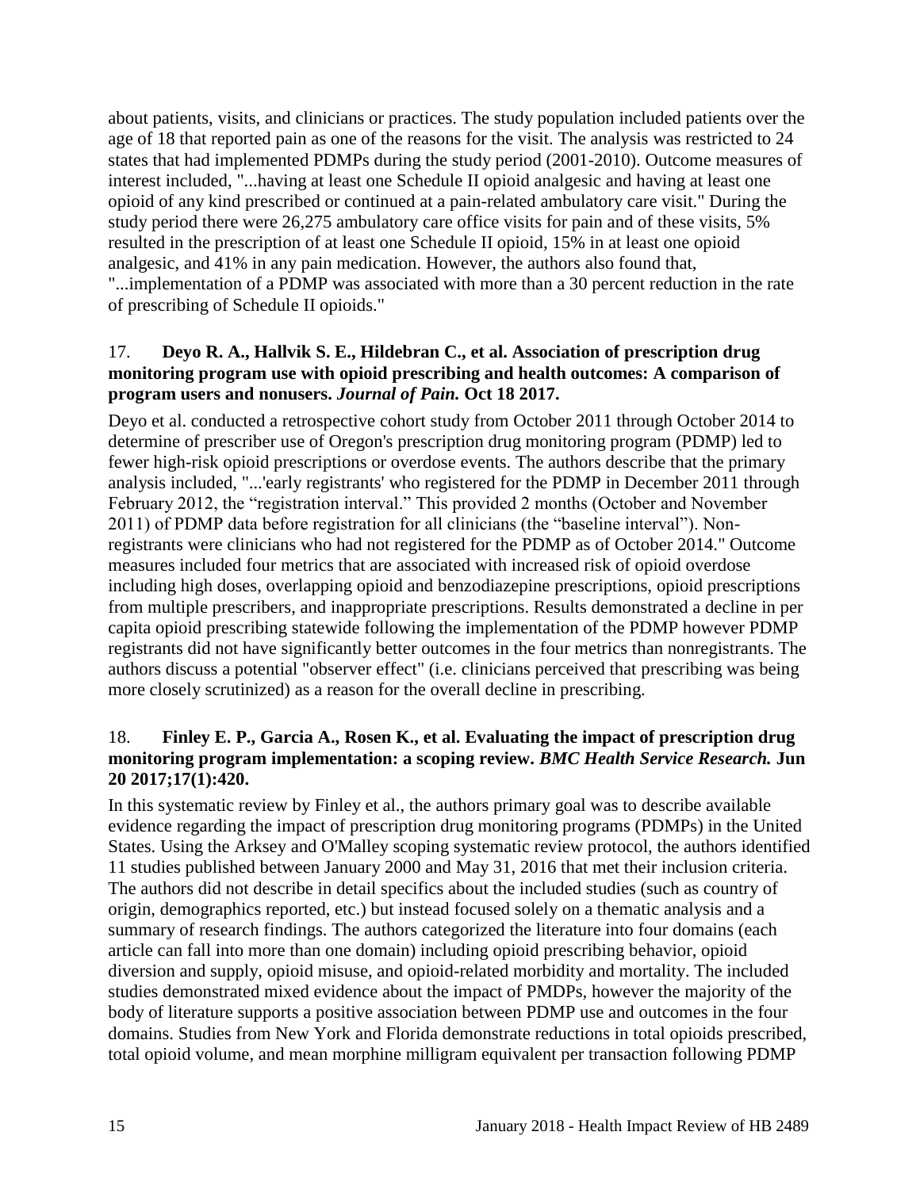about patients, visits, and clinicians or practices. The study population included patients over the age of 18 that reported pain as one of the reasons for the visit. The analysis was restricted to 24 states that had implemented PDMPs during the study period (2001-2010). Outcome measures of interest included, "...having at least one Schedule II opioid analgesic and having at least one opioid of any kind prescribed or continued at a pain-related ambulatory care visit." During the study period there were 26,275 ambulatory care office visits for pain and of these visits, 5% resulted in the prescription of at least one Schedule II opioid, 15% in at least one opioid analgesic, and 41% in any pain medication. However, the authors also found that, "...implementation of a PDMP was associated with more than a 30 percent reduction in the rate of prescribing of Schedule II opioids."

17. **Deyo R. A., Hallvik S. E., Hildebran C., et al. Association of prescription drug monitoring program use with opioid prescribing and health outcomes: A comparison of program users and nonusers.** ***Journal of Pain.*** **Oct 18 2017.**

Deyo et al. conducted a retrospective cohort study from October 2011 through October 2014 to determine of prescriber use of Oregon's prescription drug monitoring program (PDMP) led to fewer high-risk opioid prescriptions or overdose events. The authors describe that the primary analysis included, "...'early registrants' who registered for the PDMP in December 2011 through February 2012, the "registration interval." This provided 2 months (October and November 2011) of PDMP data before registration for all clinicians (the "baseline interval"). Non-registrants were clinicians who had not registered for the PDMP as of October 2014." Outcome measures included four metrics that are associated with increased risk of opioid overdose including high doses, overlapping opioid and benzodiazepine prescriptions, opioid prescriptions from multiple prescribers, and inappropriate prescriptions. Results demonstrated a decline in per capita opioid prescribing statewide following the implementation of the PDMP however PDMP registrants did not have significantly better outcomes in the four metrics than nonregistrants. The authors discuss a potential "observer effect" (i.e. clinicians perceived that prescribing was being more closely scrutinized) as a reason for the overall decline in prescribing.

18. **Finley E. P., Garcia A., Rosen K., et al. Evaluating the impact of prescription drug monitoring program implementation: a scoping review.** ***BMC Health Service Research.*** **Jun 20 2017;17(1):420.**

In this systematic review by Finley et al., the authors primary goal was to describe available evidence regarding the impact of prescription drug monitoring programs (PDMPs) in the United States. Using the Arksey and O'Malley scoping systematic review protocol, the authors identified 11 studies published between January 2000 and May 31, 2016 that met their inclusion criteria. The authors did not describe in detail specifics about the included studies (such as country of origin, demographics reported, etc.) but instead focused solely on a thematic analysis and a summary of research findings. The authors categorized the literature into four domains (each article can fall into more than one domain) including opioid prescribing behavior, opioid diversion and supply, opioid misuse, and opioid-related morbidity and mortality. The included studies demonstrated mixed evidence about the impact of PMDPs, however the majority of the body of literature supports a positive association between PDMP use and outcomes in the four domains. Studies from New York and Florida demonstrate reductions in total opioids prescribed, total opioid volume, and mean morphine milligram equivalent per transaction following PDMP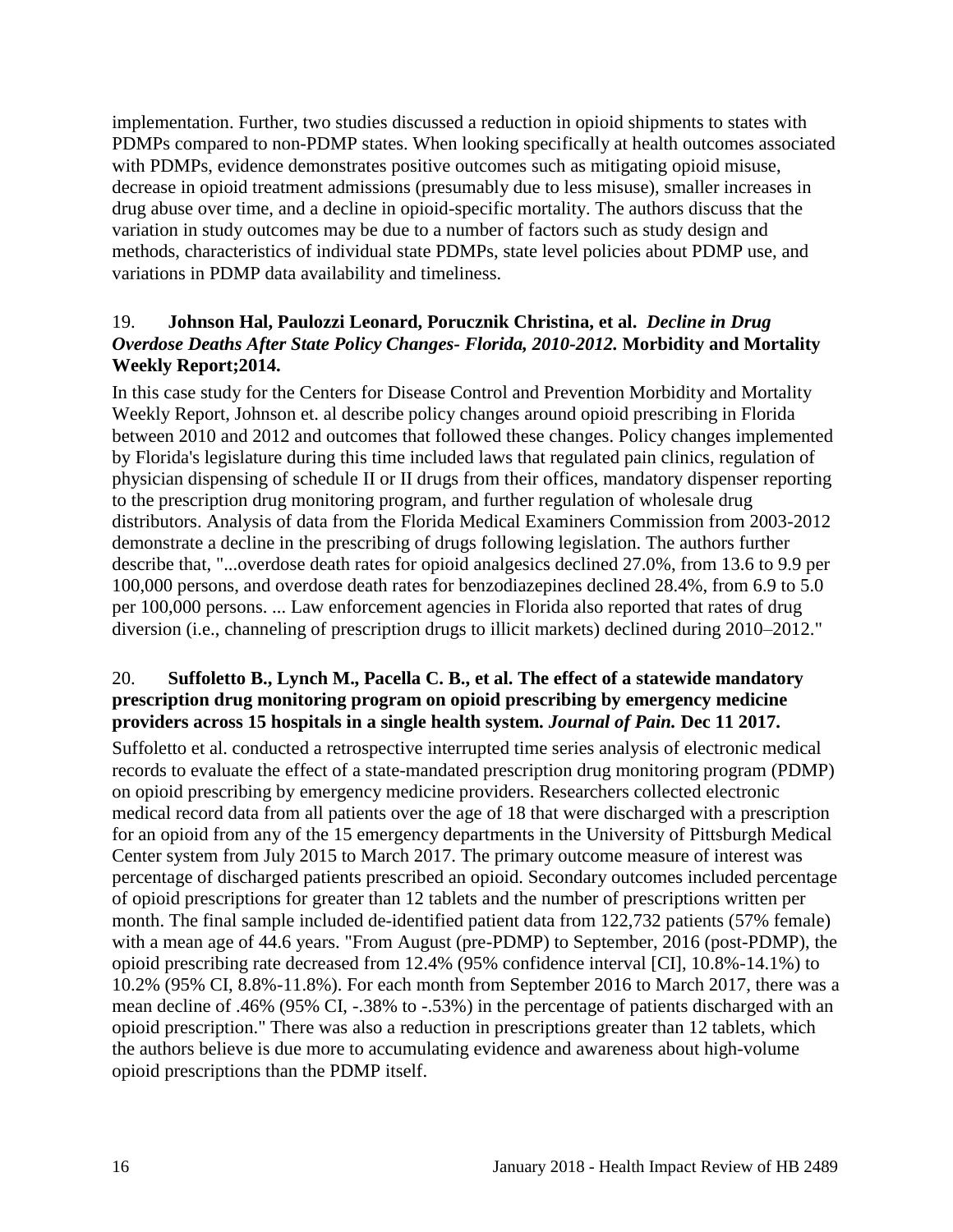implementation. Further, two studies discussed a reduction in opioid shipments to states with PDMPs compared to non-PDMP states. When looking specifically at health outcomes associated with PDMPs, evidence demonstrates positive outcomes such as mitigating opioid misuse, decrease in opioid treatment admissions (presumably due to less misuse), smaller increases in drug abuse over time, and a decline in opioid-specific mortality. The authors discuss that the variation in study outcomes may be due to a number of factors such as study design and methods, characteristics of individual state PDMPs, state level policies about PDMP use, and variations in PDMP data availability and timeliness.

19. **Johnson Hal, Paulozzi Leonard, Porucznik Christina, et al.** ***Decline in Drug Overdose Deaths After State Policy Changes- Florida, 2010-2012.*** **Morbidity and Mortality Weekly Report;2014.**

In this case study for the Centers for Disease Control and Prevention Morbidity and Mortality Weekly Report, Johnson et. al describe policy changes around opioid prescribing in Florida between 2010 and 2012 and outcomes that followed these changes. Policy changes implemented by Florida's legislature during this time included laws that regulated pain clinics, regulation of physician dispensing of schedule II or II drugs from their offices, mandatory dispenser reporting to the prescription drug monitoring program, and further regulation of wholesale drug distributors. Analysis of data from the Florida Medical Examiners Commission from 2003-2012 demonstrate a decline in the prescribing of drugs following legislation. The authors further describe that, "...overdose death rates for opioid analgesics declined 27.0%, from 13.6 to 9.9 per 100,000 persons, and overdose death rates for benzodiazepines declined 28.4%, from 6.9 to 5.0 per 100,000 persons. ... Law enforcement agencies in Florida also reported that rates of drug diversion (i.e., channeling of prescription drugs to illicit markets) declined during 2010–2012."

20. **Suffoletto B., Lynch M., Pacella C. B., et al. The effect of a statewide mandatory prescription drug monitoring program on opioid prescribing by emergency medicine providers across 15 hospitals in a single health system.** ***Journal of Pain.*** **Dec 11 2017.**

Suffoletto et al. conducted a retrospective interrupted time series analysis of electronic medical records to evaluate the effect of a state-mandated prescription drug monitoring program (PDMP) on opioid prescribing by emergency medicine providers. Researchers collected electronic medical record data from all patients over the age of 18 that were discharged with a prescription for an opioid from any of the 15 emergency departments in the University of Pittsburgh Medical Center system from July 2015 to March 2017. The primary outcome measure of interest was percentage of discharged patients prescribed an opioid. Secondary outcomes included percentage of opioid prescriptions for greater than 12 tablets and the number of prescriptions written per month. The final sample included de-identified patient data from 122,732 patients (57% female) with a mean age of 44.6 years. "From August (pre-PDMP) to September, 2016 (post-PDMP), the opioid prescribing rate decreased from 12.4% (95% confidence interval [CI], 10.8%-14.1%) to 10.2% (95% CI, 8.8%-11.8%). For each month from September 2016 to March 2017, there was a mean decline of .46% (95% CI, -.38% to -.53%) in the percentage of patients discharged with an opioid prescription." There was also a reduction in prescriptions greater than 12 tablets, which the authors believe is due more to accumulating evidence and awareness about high-volume opioid prescriptions than the PDMP itself.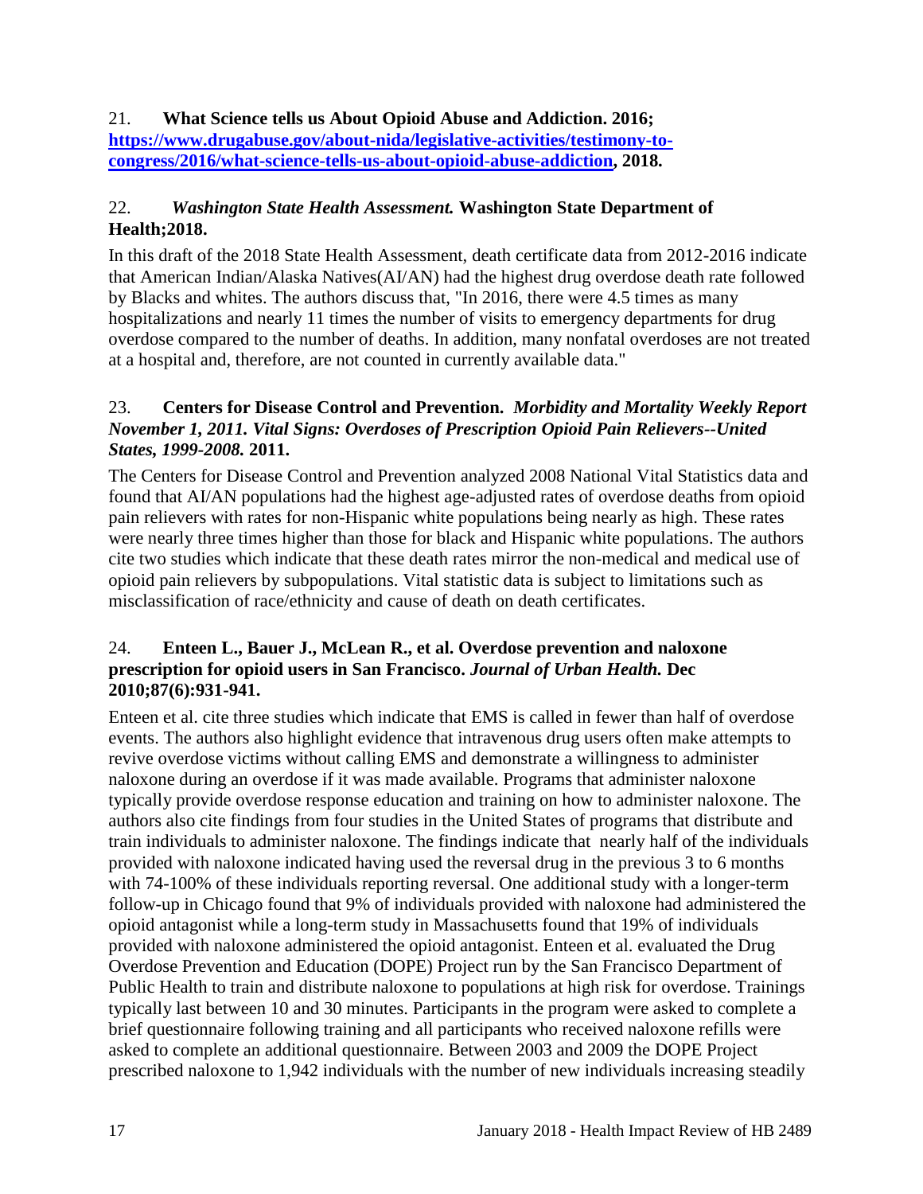21. **What Science tells us About Opioid Abuse and Addiction. 2016; [https://www.drugabuse.gov/about-nida/legislative-activities/testimony-to-congress/2016/what-science-tells-us-about-opioid-abuse-addiction](https://www.drugabuse.gov/about-nida/legislative-activities/testimony-to-congress/2016/what-science-tells-us-about-opioid-abuse-addiction), 2018.**

22. ***Washington State Health Assessment.* Washington State Department of Health;2018.**

In this draft of the 2018 State Health Assessment, death certificate data from 2012-2016 indicate that American Indian/Alaska Natives(AI/AN) had the highest drug overdose death rate followed by Blacks and whites. The authors discuss that, "In 2016, there were 4.5 times as many hospitalizations and nearly 11 times the number of visits to emergency departments for drug overdose compared to the number of deaths. In addition, many nonfatal overdoses are not treated at a hospital and, therefore, are not counted in currently available data."

23. **Centers for Disease Control and Prevention. *Morbidity and Mortality Weekly Report November 1, 2011. Vital Signs: Overdoses of Prescription Opioid Pain Relievers--United States, 1999-2008.* 2011.**

The Centers for Disease Control and Prevention analyzed 2008 National Vital Statistics data and found that AI/AN populations had the highest age-adjusted rates of overdose deaths from opioid pain relievers with rates for non-Hispanic white populations being nearly as high. These rates were nearly three times higher than those for black and Hispanic white populations. The authors cite two studies which indicate that these death rates mirror the non-medical and medical use of opioid pain relievers by subpopulations. Vital statistic data is subject to limitations such as misclassification of race/ethnicity and cause of death on death certificates.

24. **Enteen L., Bauer J., McLean R., et al. Overdose prevention and naloxone prescription for opioid users in San Francisco. *Journal of Urban Health.* Dec 2010;87(6):931-941.**

Enteen et al. cite three studies which indicate that EMS is called in fewer than half of overdose events. The authors also highlight evidence that intravenous drug users often make attempts to revive overdose victims without calling EMS and demonstrate a willingness to administer naloxone during an overdose if it was made available. Programs that administer naloxone typically provide overdose response education and training on how to administer naloxone. The authors also cite findings from four studies in the United States of programs that distribute and train individuals to administer naloxone. The findings indicate that nearly half of the individuals provided with naloxone indicated having used the reversal drug in the previous 3 to 6 months with 74-100% of these individuals reporting reversal. One additional study with a longer-term follow-up in Chicago found that 9% of individuals provided with naloxone had administered the opioid antagonist while a long-term study in Massachusetts found that 19% of individuals provided with naloxone administered the opioid antagonist. Enteen et al. evaluated the Drug Overdose Prevention and Education (DOPE) Project run by the San Francisco Department of Public Health to train and distribute naloxone to populations at high risk for overdose. Trainings typically last between 10 and 30 minutes. Participants in the program were asked to complete a brief questionnaire following training and all participants who received naloxone refills were asked to complete an additional questionnaire. Between 2003 and 2009 the DOPE Project prescribed naloxone to 1,942 individuals with the number of new individuals increasing steadily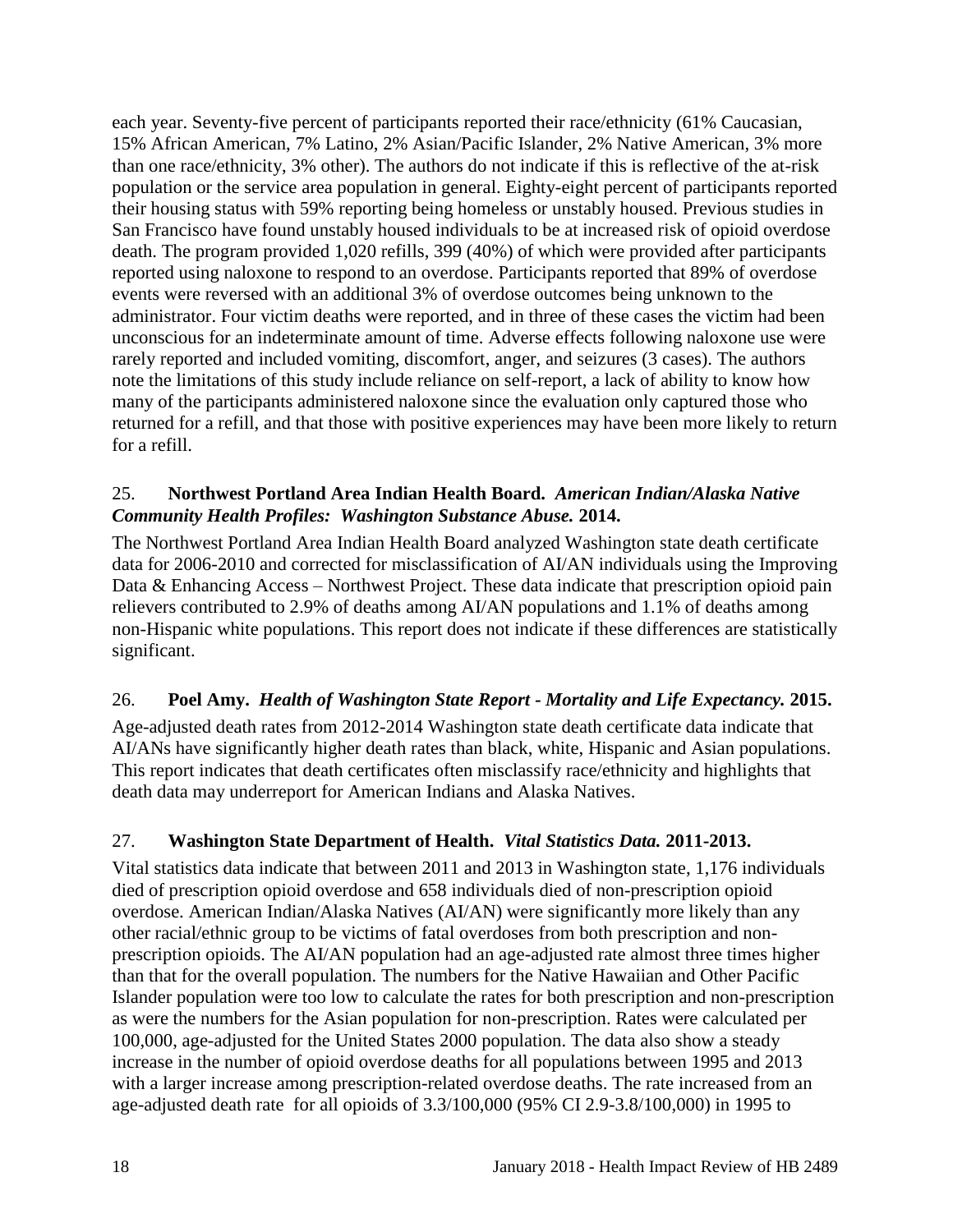each year. Seventy-five percent of participants reported their race/ethnicity (61% Caucasian, 15% African American, 7% Latino, 2% Asian/Pacific Islander, 2% Native American, 3% more than one race/ethnicity, 3% other). The authors do not indicate if this is reflective of the at-risk population or the service area population in general. Eighty-eight percent of participants reported their housing status with 59% reporting being homeless or unstably housed. Previous studies in San Francisco have found unstably housed individuals to be at increased risk of opioid overdose death. The program provided 1,020 refills, 399 (40%) of which were provided after participants reported using naloxone to respond to an overdose. Participants reported that 89% of overdose events were reversed with an additional 3% of overdose outcomes being unknown to the administrator. Four victim deaths were reported, and in three of these cases the victim had been unconscious for an indeterminate amount of time. Adverse effects following naloxone use were rarely reported and included vomiting, discomfort, anger, and seizures (3 cases). The authors note the limitations of this study include reliance on self-report, a lack of ability to know how many of the participants administered naloxone since the evaluation only captured those who returned for a refill, and that those with positive experiences may have been more likely to return for a refill.

25. **Northwest Portland Area Indian Health Board.** ***American Indian/Alaska Native Community Health Profiles: Washington Substance Abuse.*** **2014.**

The Northwest Portland Area Indian Health Board analyzed Washington state death certificate data for 2006-2010 and corrected for misclassification of AI/AN individuals using the Improving Data & Enhancing Access – Northwest Project. These data indicate that prescription opioid pain relievers contributed to 2.9% of deaths among AI/AN populations and 1.1% of deaths among non-Hispanic white populations. This report does not indicate if these differences are statistically significant.

26. **Poel Amy.** ***Health of Washington State Report - Mortality and Life Expectancy.*** **2015.**

Age-adjusted death rates from 2012-2014 Washington state death certificate data indicate that AI/ANs have significantly higher death rates than black, white, Hispanic and Asian populations. This report indicates that death certificates often misclassify race/ethnicity and highlights that death data may underreport for American Indians and Alaska Natives.

27. **Washington State Department of Health.** ***Vital Statistics Data.*** **2011-2013.**

Vital statistics data indicate that between 2011 and 2013 in Washington state, 1,176 individuals died of prescription opioid overdose and 658 individuals died of non-prescription opioid overdose. American Indian/Alaska Natives (AI/AN) were significantly more likely than any other racial/ethnic group to be victims of fatal overdoses from both prescription and non-prescription opioids. The AI/AN population had an age-adjusted rate almost three times higher than that for the overall population. The numbers for the Native Hawaiian and Other Pacific Islander population were too low to calculate the rates for both prescription and non-prescription as were the numbers for the Asian population for non-prescription. Rates were calculated per 100,000, age-adjusted for the United States 2000 population. The data also show a steady increase in the number of opioid overdose deaths for all populations between 1995 and 2013 with a larger increase among prescription-related overdose deaths. The rate increased from an age-adjusted death rate for all opioids of 3.3/100,000 (95% CI 2.9-3.8/100,000) in 1995 to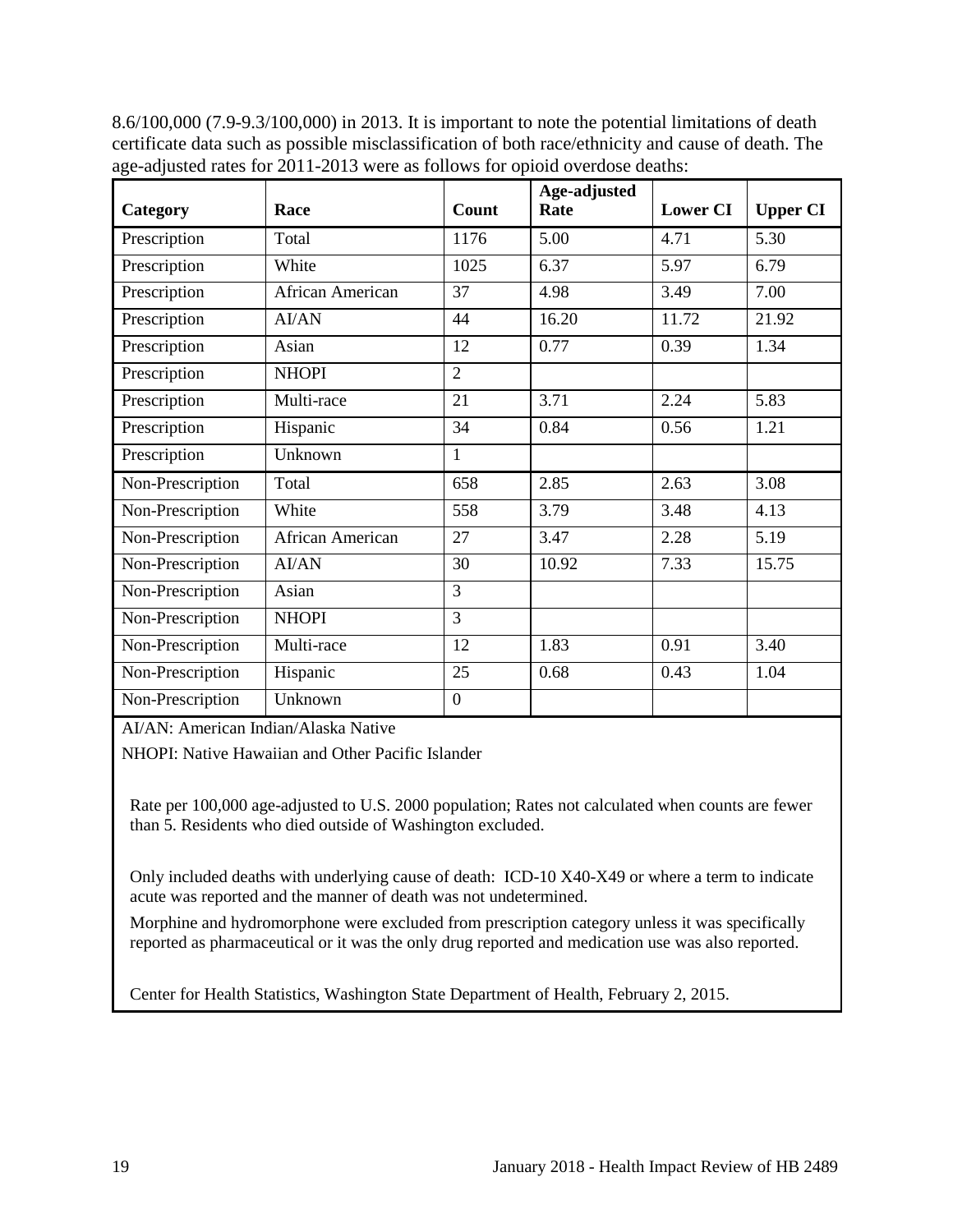8.6/100,000 (7.9-9.3/100,000) in 2013. It is important to note the potential limitations of death certificate data such as possible misclassification of both race/ethnicity and cause of death. The age-adjusted rates for 2011-2013 were as follows for opioid overdose deaths:

| Category | Race | Count | Age-adjusted Rate | Lower CI | Upper CI |
|---|---|---|---|---|---|
| Prescription | Total | 1176 | 5.00 | 4.71 | 5.30 |
| Prescription | White | 1025 | 6.37 | 5.97 | 6.79 |
| Prescription | African American | 37 | 4.98 | 3.49 | 7.00 |
| Prescription | AI/AN | 44 | 16.20 | 11.72 | 21.92 |
| Prescription | Asian | 12 | 0.77 | 0.39 | 1.34 |
| Prescription | NHOPI | 2 | | | |
| Prescription | Multi-race | 21 | 3.71 | 2.24 | 5.83 |
| Prescription | Hispanic | 34 | 0.84 | 0.56 | 1.21 |
| Prescription | Unknown | 1 | | | |
| Non-Prescription | Total | 658 | 2.85 | 2.63 | 3.08 |
| Non-Prescription | White | 558 | 3.79 | 3.48 | 4.13 |
| Non-Prescription | African American | 27 | 3.47 | 2.28 | 5.19 |
| Non-Prescription | AI/AN | 30 | 10.92 | 7.33 | 15.75 |
| Non-Prescription | Asian | 3 | | | |
| Non-Prescription | NHOPI | 3 | | | |
| Non-Prescription | Multi-race | 12 | 1.83 | 0.91 | 3.40 |
| Non-Prescription | Hispanic | 25 | 0.68 | 0.43 | 1.04 |
| Non-Prescription | Unknown | 0 | | | |

AI/AN: American Indian/Alaska Native

NHOPI: Native Hawaiian and Other Pacific Islander

Rate per 100,000 age-adjusted to U.S. 2000 population; Rates not calculated when counts are fewer than 5. Residents who died outside of Washington excluded.

Only included deaths with underlying cause of death: ICD-10 X40-X49 or where a term to indicate acute was reported and the manner of death was not undetermined.

Morphine and hydromorphone were excluded from prescription category unless it was specifically reported as pharmaceutical or it was the only drug reported and medication use was also reported.

Center for Health Statistics, Washington State Department of Health, February 2, 2015.